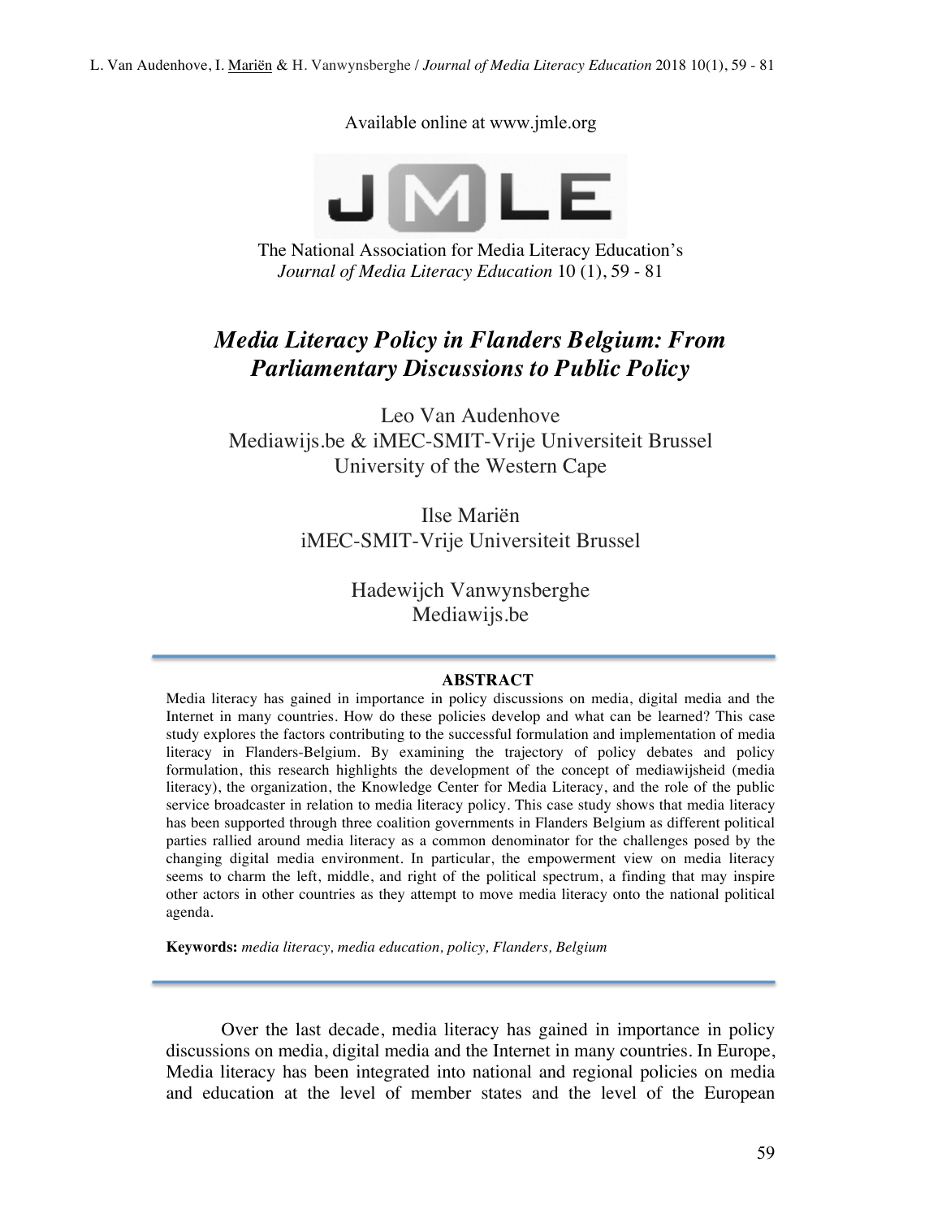Available online at www.jmle.org

The National Association for Media Literacy Education's
*Journal of Media Literacy Education* 10 (1), 59 - 81

# *Media Literacy Policy in Flanders Belgium: From Parliamentary Discussions to Public Policy*

Leo Van Audenhove
Mediawijs.be & iMEC-SMIT-Vrije Universiteit Brussel
University of the Western Cape

Ilse Mariën
iMEC-SMIT-Vrije Universiteit Brussel

Hadewijch Vanwynsberghe
Mediawijs.be

## ABSTRACT

Media literacy has gained in importance in policy discussions on media, digital media and the Internet in many countries. How do these policies develop and what can be learned? This case study explores the factors contributing to the successful formulation and implementation of media literacy in Flanders-Belgium. By examining the trajectory of policy debates and policy formulation, this research highlights the development of the concept of mediawijsheid (media literacy), the organization, the Knowledge Center for Media Literacy, and the role of the public service broadcaster in relation to media literacy policy. This case study shows that media literacy has been supported through three coalition governments in Flanders Belgium as different political parties rallied around media literacy as a common denominator for the challenges posed by the changing digital media environment. In particular, the empowerment view on media literacy seems to charm the left, middle, and right of the political spectrum, a finding that may inspire other actors in other countries as they attempt to move media literacy onto the national political agenda.

**Keywords:** *media literacy, media education, policy, Flanders, Belgium*

Over the last decade, media literacy has gained in importance in policy discussions on media, digital media and the Internet in many countries. In Europe, Media literacy has been integrated into national and regional policies on media and education at the level of member states and the level of the European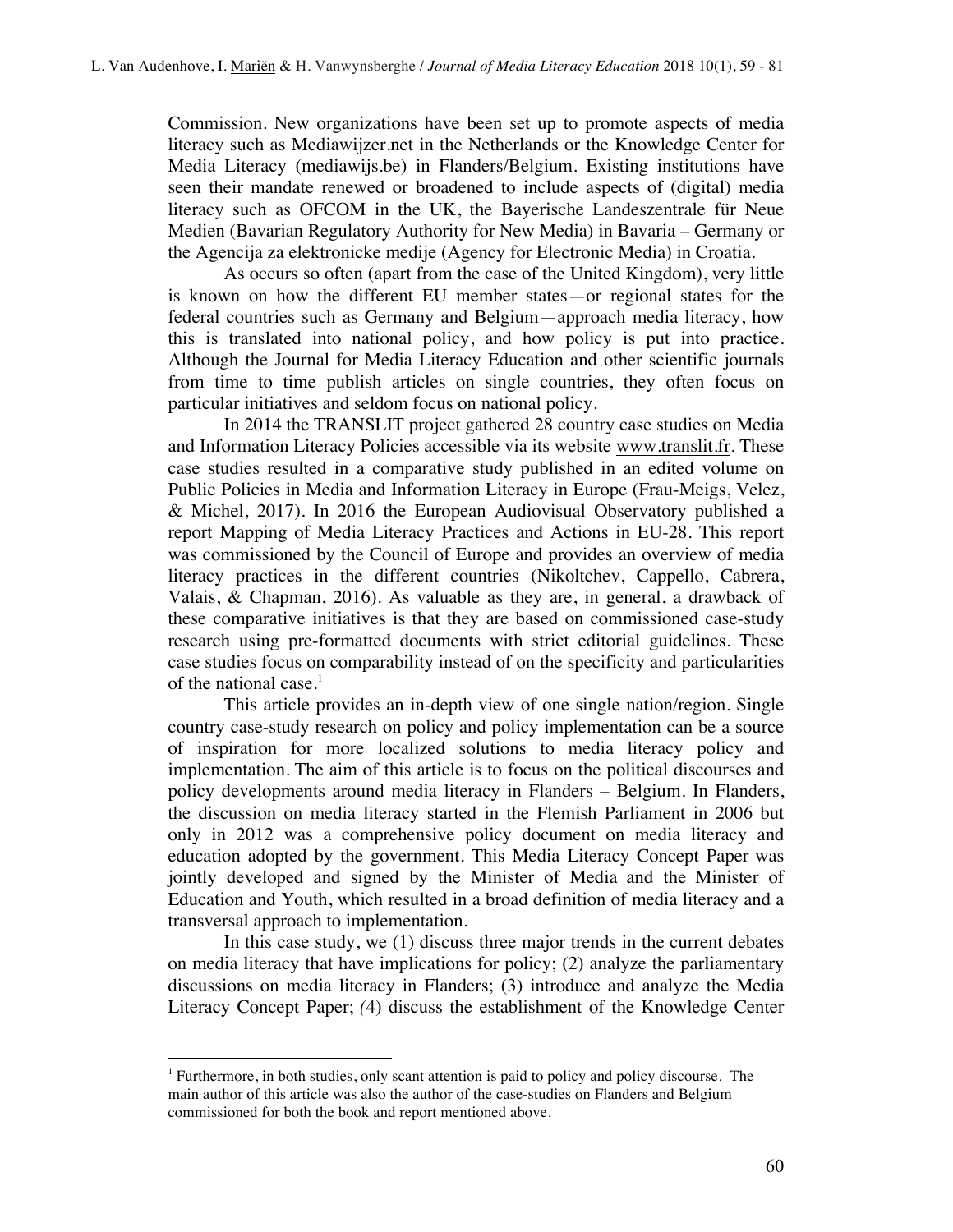Commission. New organizations have been set up to promote aspects of media literacy such as Mediawijzer.net in the Netherlands or the Knowledge Center for Media Literacy (mediawijs.be) in Flanders/Belgium. Existing institutions have seen their mandate renewed or broadened to include aspects of (digital) media literacy such as OFCOM in the UK, the Bayerische Landeszentrale für Neue Medien (Bavarian Regulatory Authority for New Media) in Bavaria – Germany or the Agencija za elektronicke medije (Agency for Electronic Media) in Croatia.

As occurs so often (apart from the case of the United Kingdom), very little is known on how the different EU member states—or regional states for the federal countries such as Germany and Belgium—approach media literacy, how this is translated into national policy, and how policy is put into practice. Although the Journal for Media Literacy Education and other scientific journals from time to time publish articles on single countries, they often focus on particular initiatives and seldom focus on national policy.

In 2014 the TRANSLIT project gathered 28 country case studies on Media and Information Literacy Policies accessible via its website www.translit.fr. These case studies resulted in a comparative study published in an edited volume on Public Policies in Media and Information Literacy in Europe (Frau-Meigs, Velez, & Michel, 2017). In 2016 the European Audiovisual Observatory published a report Mapping of Media Literacy Practices and Actions in EU-28. This report was commissioned by the Council of Europe and provides an overview of media literacy practices in the different countries (Nikoltchev, Cappello, Cabrera, Valais, & Chapman, 2016). As valuable as they are, in general, a drawback of these comparative initiatives is that they are based on commissioned case-study research using pre-formatted documents with strict editorial guidelines. These case studies focus on comparability instead of on the specificity and particularities of the national case.[1]

This article provides an in-depth view of one single nation/region. Single country case-study research on policy and policy implementation can be a source of inspiration for more localized solutions to media literacy policy and implementation. The aim of this article is to focus on the political discourses and policy developments around media literacy in Flanders – Belgium. In Flanders, the discussion on media literacy started in the Flemish Parliament in 2006 but only in 2012 was a comprehensive policy document on media literacy and education adopted by the government. This Media Literacy Concept Paper was jointly developed and signed by the Minister of Media and the Minister of Education and Youth, which resulted in a broad definition of media literacy and a transversal approach to implementation.

In this case study, we (1) discuss three major trends in the current debates on media literacy that have implications for policy; (2) analyze the parliamentary discussions on media literacy in Flanders; (3) introduce and analyze the Media Literacy Concept Paper; *(*4) discuss the establishment of the Knowledge Center

[1] Furthermore, in both studies, only scant attention is paid to policy and policy discourse. The main author of this article was also the author of the case-studies on Flanders and Belgium commissioned for both the book and report mentioned above.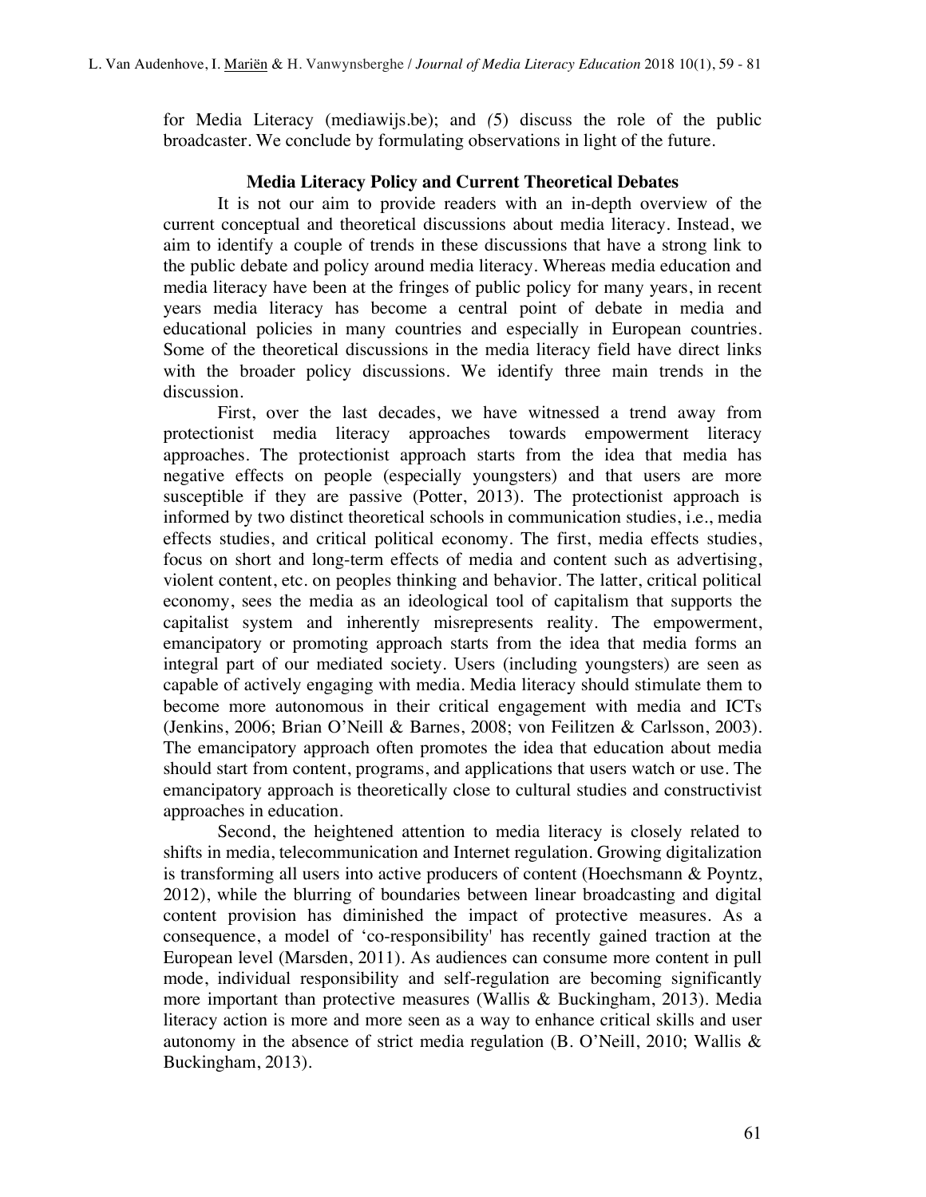for Media Literacy (mediawijs.be); and (5) discuss the role of the public broadcaster. We conclude by formulating observations in light of the future.

## Media Literacy Policy and Current Theoretical Debates

It is not our aim to provide readers with an in-depth overview of the current conceptual and theoretical discussions about media literacy. Instead, we aim to identify a couple of trends in these discussions that have a strong link to the public debate and policy around media literacy. Whereas media education and media literacy have been at the fringes of public policy for many years, in recent years media literacy has become a central point of debate in media and educational policies in many countries and especially in European countries. Some of the theoretical discussions in the media literacy field have direct links with the broader policy discussions. We identify three main trends in the discussion.

First, over the last decades, we have witnessed a trend away from protectionist media literacy approaches towards empowerment literacy approaches. The protectionist approach starts from the idea that media has negative effects on people (especially youngsters) and that users are more susceptible if they are passive (Potter, 2013). The protectionist approach is informed by two distinct theoretical schools in communication studies, i.e., media effects studies, and critical political economy. The first, media effects studies, focus on short and long-term effects of media and content such as advertising, violent content, etc. on peoples thinking and behavior. The latter, critical political economy, sees the media as an ideological tool of capitalism that supports the capitalist system and inherently misrepresents reality. The empowerment, emancipatory or promoting approach starts from the idea that media forms an integral part of our mediated society. Users (including youngsters) are seen as capable of actively engaging with media. Media literacy should stimulate them to become more autonomous in their critical engagement with media and ICTs (Jenkins, 2006; Brian O'Neill & Barnes, 2008; von Feilitzen & Carlsson, 2003). The emancipatory approach often promotes the idea that education about media should start from content, programs, and applications that users watch or use. The emancipatory approach is theoretically close to cultural studies and constructivist approaches in education.

Second, the heightened attention to media literacy is closely related to shifts in media, telecommunication and Internet regulation. Growing digitalization is transforming all users into active producers of content (Hoechsmann & Poyntz, 2012), while the blurring of boundaries between linear broadcasting and digital content provision has diminished the impact of protective measures. As a consequence, a model of 'co-responsibility' has recently gained traction at the European level (Marsden, 2011). As audiences can consume more content in pull mode, individual responsibility and self-regulation are becoming significantly more important than protective measures (Wallis & Buckingham, 2013). Media literacy action is more and more seen as a way to enhance critical skills and user autonomy in the absence of strict media regulation (B. O'Neill, 2010; Wallis & Buckingham, 2013).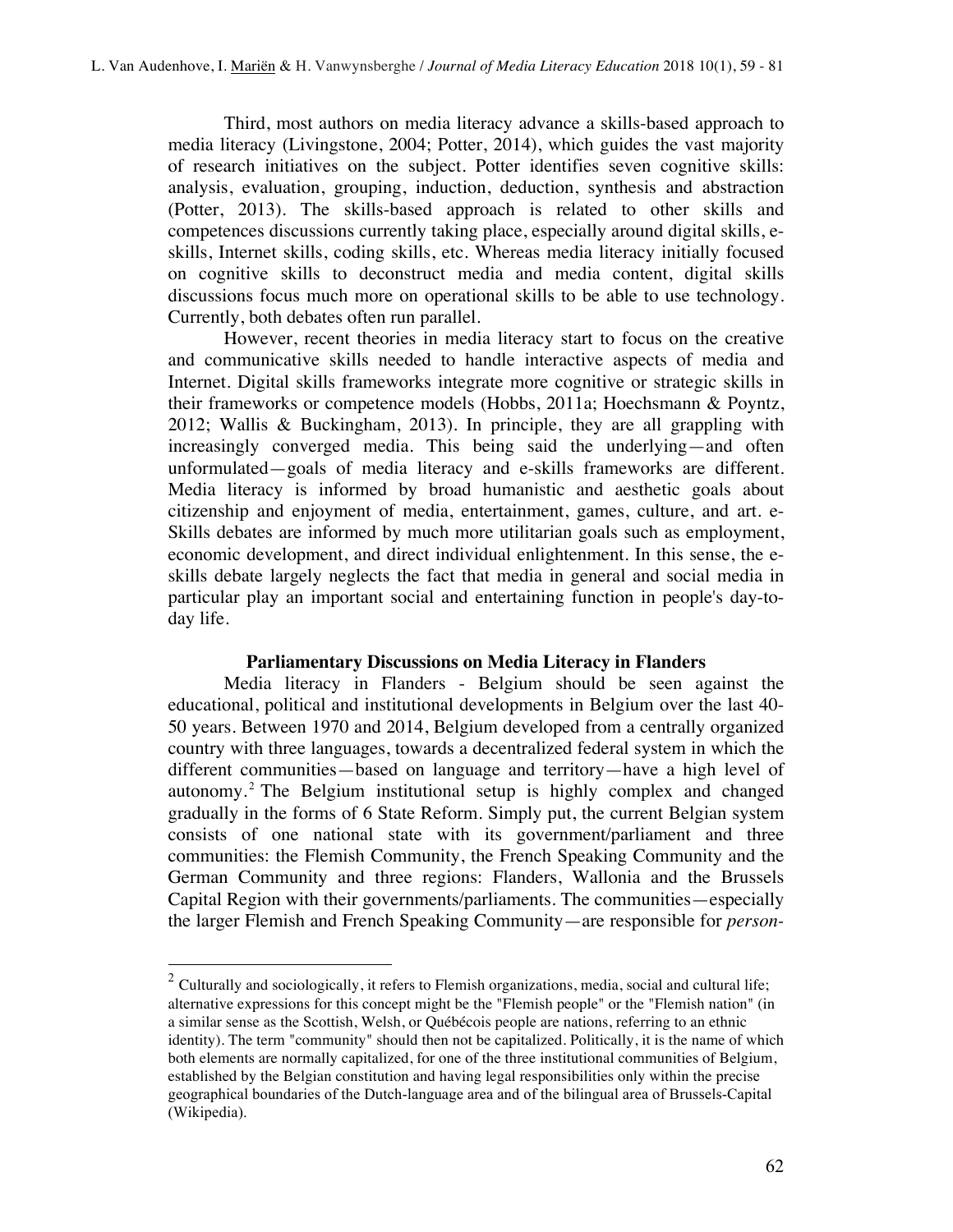Third, most authors on media literacy advance a skills-based approach to media literacy (Livingstone, 2004; Potter, 2014), which guides the vast majority of research initiatives on the subject. Potter identifies seven cognitive skills: analysis, evaluation, grouping, induction, deduction, synthesis and abstraction (Potter, 2013). The skills-based approach is related to other skills and competences discussions currently taking place, especially around digital skills, e-skills, Internet skills, coding skills, etc. Whereas media literacy initially focused on cognitive skills to deconstruct media and media content, digital skills discussions focus much more on operational skills to be able to use technology. Currently, both debates often run parallel.

However, recent theories in media literacy start to focus on the creative and communicative skills needed to handle interactive aspects of media and Internet. Digital skills frameworks integrate more cognitive or strategic skills in their frameworks or competence models (Hobbs, 2011a; Hoechsmann & Poyntz, 2012; Wallis & Buckingham, 2013). In principle, they are all grappling with increasingly converged media. This being said the underlying—and often unformulated—goals of media literacy and e-skills frameworks are different. Media literacy is informed by broad humanistic and aesthetic goals about citizenship and enjoyment of media, entertainment, games, culture, and art. e-Skills debates are informed by much more utilitarian goals such as employment, economic development, and direct individual enlightenment. In this sense, the e-skills debate largely neglects the fact that media in general and social media in particular play an important social and entertaining function in people's day-to-day life.

## Parliamentary Discussions on Media Literacy in Flanders

Media literacy in Flanders - Belgium should be seen against the educational, political and institutional developments in Belgium over the last 40-50 years. Between 1970 and 2014, Belgium developed from a centrally organized country with three languages, towards a decentralized federal system in which the different communities—based on language and territory—have a high level of autonomy.[2] The Belgium institutional setup is highly complex and changed gradually in the forms of 6 State Reform. Simply put, the current Belgian system consists of one national state with its government/parliament and three communities: the Flemish Community, the French Speaking Community and the German Community and three regions: Flanders, Wallonia and the Brussels Capital Region with their governments/parliaments. The communities—especially the larger Flemish and French Speaking Community—are responsible for *person-*

[2] Culturally and sociologically, it refers to Flemish organizations, media, social and cultural life; alternative expressions for this concept might be the "Flemish people" or the "Flemish nation" (in a similar sense as the Scottish, Welsh, or Québécois people are nations, referring to an ethnic identity). The term "community" should then not be capitalized. Politically, it is the name of which both elements are normally capitalized, for one of the three institutional communities of Belgium, established by the Belgian constitution and having legal responsibilities only within the precise geographical boundaries of the Dutch-language area and of the bilingual area of Brussels-Capital (Wikipedia).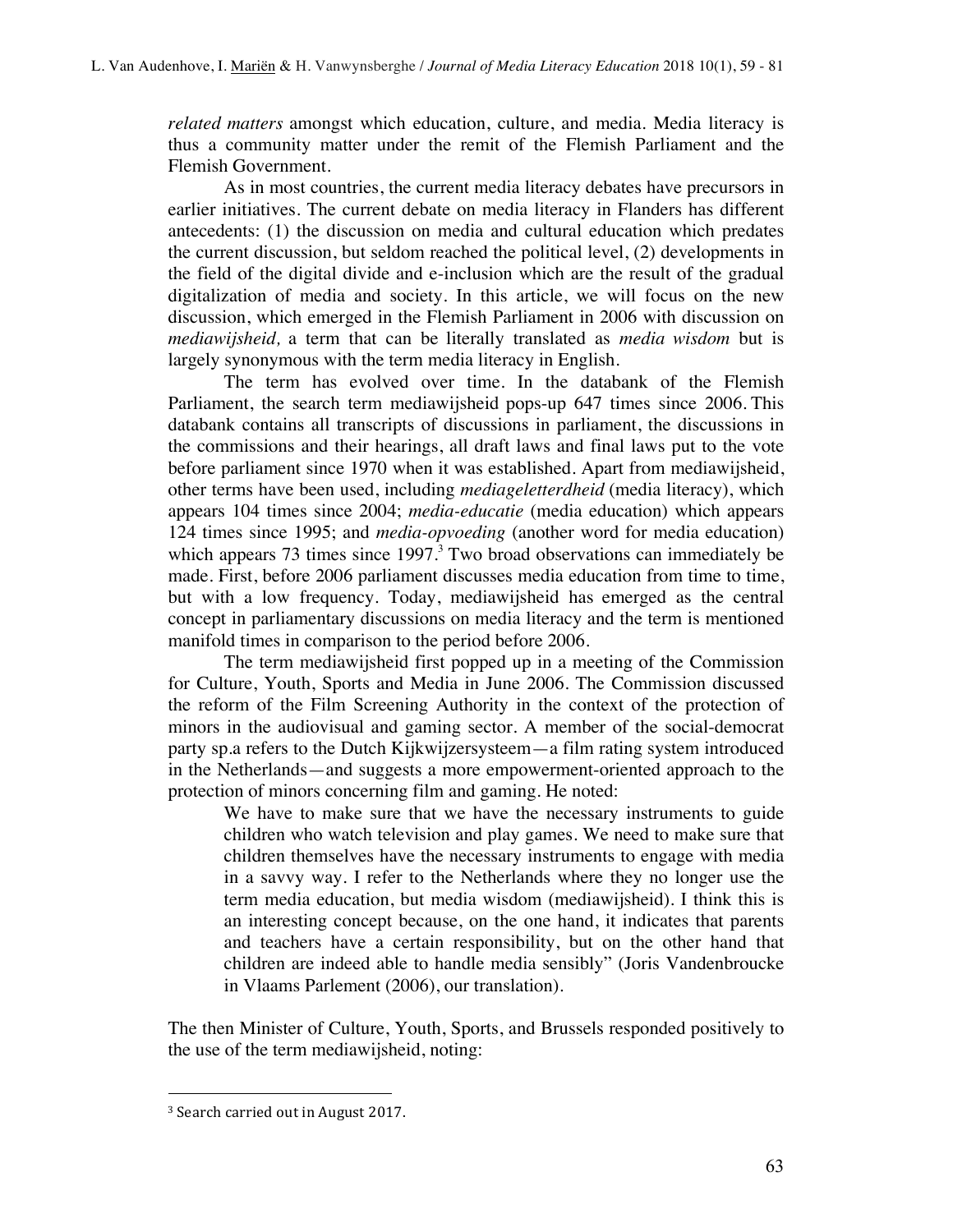*related matters* amongst which education, culture, and media. Media literacy is thus a community matter under the remit of the Flemish Parliament and the Flemish Government.

As in most countries, the current media literacy debates have precursors in earlier initiatives. The current debate on media literacy in Flanders has different antecedents: (1) the discussion on media and cultural education which predates the current discussion, but seldom reached the political level, (2) developments in the field of the digital divide and e-inclusion which are the result of the gradual digitalization of media and society. In this article, we will focus on the new discussion, which emerged in the Flemish Parliament in 2006 with discussion on *mediawijsheid,* a term that can be literally translated as *media wisdom* but is largely synonymous with the term media literacy in English.

The term has evolved over time. In the databank of the Flemish Parliament, the search term mediawijsheid pops-up 647 times since 2006. This databank contains all transcripts of discussions in parliament, the discussions in the commissions and their hearings, all draft laws and final laws put to the vote before parliament since 1970 when it was established. Apart from mediawijsheid, other terms have been used, including *mediageletterdheid* (media literacy), which appears 104 times since 2004; *media-educatie* (media education) which appears 124 times since 1995; and *media-opvoeding* (another word for media education) which appears 73 times since 1997.[3] Two broad observations can immediately be made. First, before 2006 parliament discusses media education from time to time, but with a low frequency. Today, mediawijsheid has emerged as the central concept in parliamentary discussions on media literacy and the term is mentioned manifold times in comparison to the period before 2006.

The term mediawijsheid first popped up in a meeting of the Commission for Culture, Youth, Sports and Media in June 2006. The Commission discussed the reform of the Film Screening Authority in the context of the protection of minors in the audiovisual and gaming sector. A member of the social-democrat party sp.a refers to the Dutch Kijkwijzersysteem—a film rating system introduced in the Netherlands—and suggests a more empowerment-oriented approach to the protection of minors concerning film and gaming. He noted:

> We have to make sure that we have the necessary instruments to guide children who watch television and play games. We need to make sure that children themselves have the necessary instruments to engage with media in a savvy way. I refer to the Netherlands where they no longer use the term media education, but media wisdom (mediawijsheid). I think this is an interesting concept because, on the one hand, it indicates that parents and teachers have a certain responsibility, but on the other hand that children are indeed able to handle media sensibly" (Joris Vandenbroucke in Vlaams Parlement (2006), our translation).

The then Minister of Culture, Youth, Sports, and Brussels responded positively to the use of the term mediawijsheid, noting:

---

[3] Search carried out in August 2017.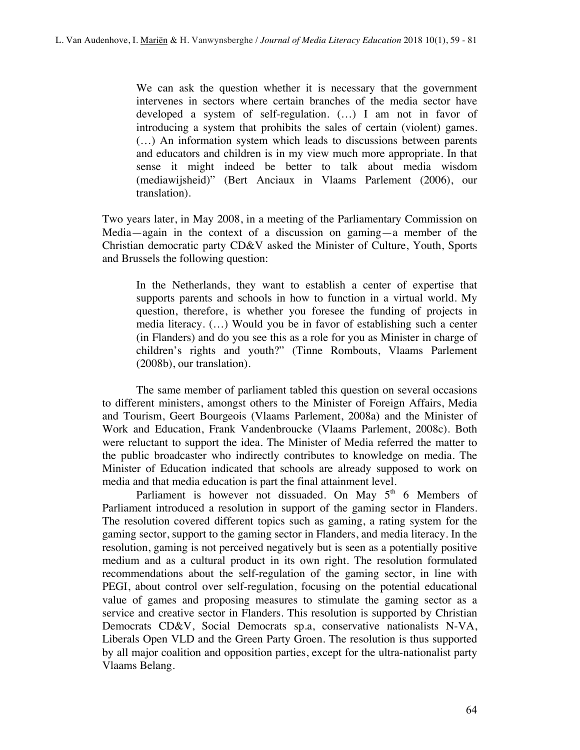> We can ask the question whether it is necessary that the government intervenes in sectors where certain branches of the media sector have developed a system of self-regulation. (…) I am not in favor of introducing a system that prohibits the sales of certain (violent) games. (…) An information system which leads to discussions between parents and educators and children is in my view much more appropriate. In that sense it might indeed be better to talk about media wisdom (mediawijsheid)" (Bert Anciaux in Vlaams Parlement (2006), our translation).

Two years later, in May 2008, in a meeting of the Parliamentary Commission on Media—again in the context of a discussion on gaming—a member of the Christian democratic party CD&V asked the Minister of Culture, Youth, Sports and Brussels the following question:

> In the Netherlands, they want to establish a center of expertise that supports parents and schools in how to function in a virtual world. My question, therefore, is whether you foresee the funding of projects in media literacy. (…) Would you be in favor of establishing such a center (in Flanders) and do you see this as a role for you as Minister in charge of children's rights and youth?" (Tinne Rombouts, Vlaams Parlement (2008b), our translation).

The same member of parliament tabled this question on several occasions to different ministers, amongst others to the Minister of Foreign Affairs, Media and Tourism, Geert Bourgeois (Vlaams Parlement, 2008a) and the Minister of Work and Education, Frank Vandenbroucke (Vlaams Parlement, 2008c). Both were reluctant to support the idea. The Minister of Media referred the matter to the public broadcaster who indirectly contributes to knowledge on media. The Minister of Education indicated that schools are already supposed to work on media and that media education is part the final attainment level.

Parliament is however not dissuaded. On May 5th 6 Members of Parliament introduced a resolution in support of the gaming sector in Flanders. The resolution covered different topics such as gaming, a rating system for the gaming sector, support to the gaming sector in Flanders, and media literacy. In the resolution, gaming is not perceived negatively but is seen as a potentially positive medium and as a cultural product in its own right. The resolution formulated recommendations about the self-regulation of the gaming sector, in line with PEGI, about control over self-regulation, focusing on the potential educational value of games and proposing measures to stimulate the gaming sector as a service and creative sector in Flanders. This resolution is supported by Christian Democrats CD&V, Social Democrats sp.a, conservative nationalists N-VA, Liberals Open VLD and the Green Party Groen. The resolution is thus supported by all major coalition and opposition parties, except for the ultra-nationalist party Vlaams Belang.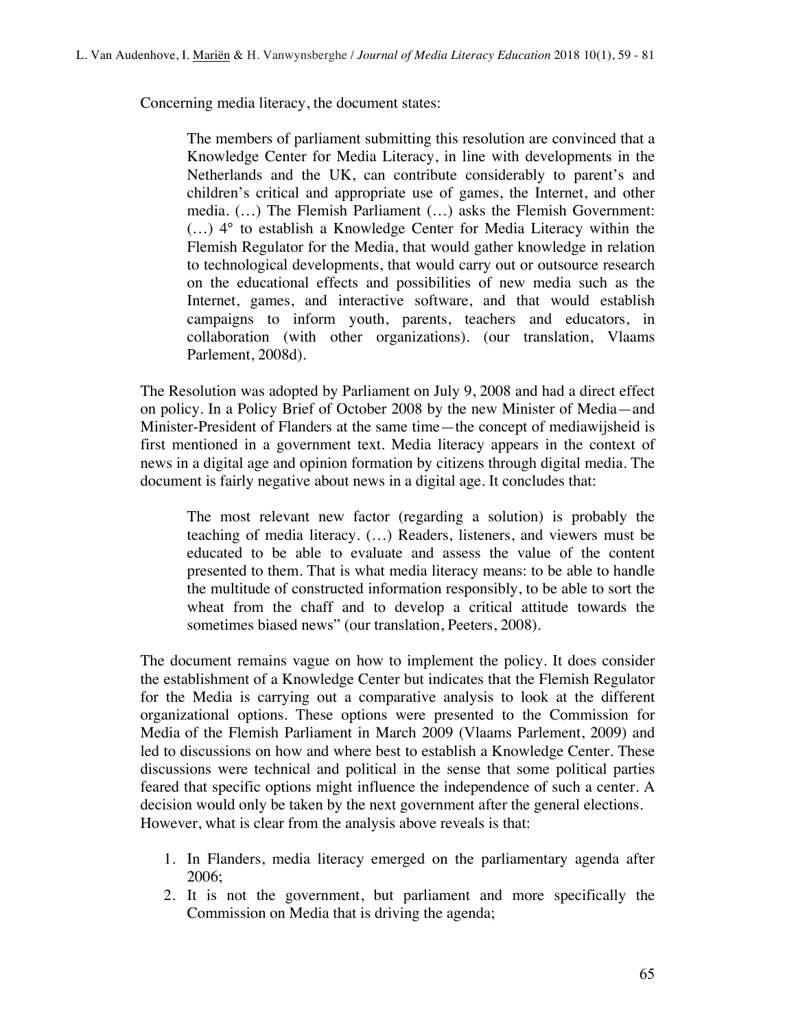Concerning media literacy, the document states:

> The members of parliament submitting this resolution are convinced that a Knowledge Center for Media Literacy, in line with developments in the Netherlands and the UK, can contribute considerably to parent's and children's critical and appropriate use of games, the Internet, and other media. (…) The Flemish Parliament (…) asks the Flemish Government: (…) 4° to establish a Knowledge Center for Media Literacy within the Flemish Regulator for the Media, that would gather knowledge in relation to technological developments, that would carry out or outsource research on the educational effects and possibilities of new media such as the Internet, games, and interactive software, and that would establish campaigns to inform youth, parents, teachers and educators, in collaboration (with other organizations). (our translation, Vlaams Parlement, 2008d).

The Resolution was adopted by Parliament on July 9, 2008 and had a direct effect on policy. In a Policy Brief of October 2008 by the new Minister of Media—and Minister-President of Flanders at the same time—the concept of mediawijsheid is first mentioned in a government text. Media literacy appears in the context of news in a digital age and opinion formation by citizens through digital media. The document is fairly negative about news in a digital age. It concludes that:

> The most relevant new factor (regarding a solution) is probably the teaching of media literacy. (…) Readers, listeners, and viewers must be educated to be able to evaluate and assess the value of the content presented to them. That is what media literacy means: to be able to handle the multitude of constructed information responsibly, to be able to sort the wheat from the chaff and to develop a critical attitude towards the sometimes biased news" (our translation, Peeters, 2008).

The document remains vague on how to implement the policy. It does consider the establishment of a Knowledge Center but indicates that the Flemish Regulator for the Media is carrying out a comparative analysis to look at the different organizational options. These options were presented to the Commission for Media of the Flemish Parliament in March 2009 (Vlaams Parlement, 2009) and led to discussions on how and where best to establish a Knowledge Center. These discussions were technical and political in the sense that some political parties feared that specific options might influence the independence of such a center. A decision would only be taken by the next government after the general elections. However, what is clear from the analysis above reveals is that:

1. In Flanders, media literacy emerged on the parliamentary agenda after 2006;
2. It is not the government, but parliament and more specifically the Commission on Media that is driving the agenda;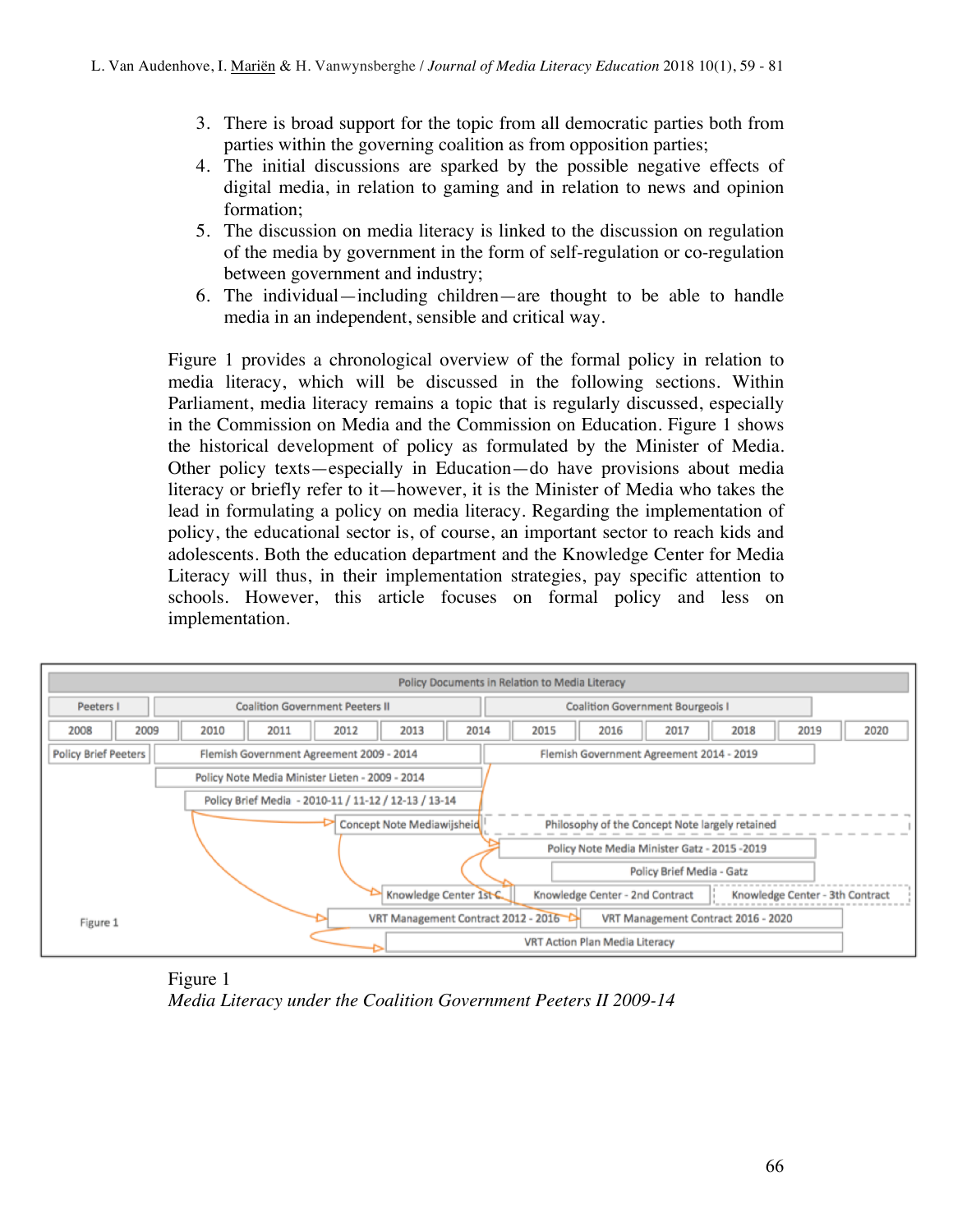3. There is broad support for the topic from all democratic parties both from parties within the governing coalition as from opposition parties;
4. The initial discussions are sparked by the possible negative effects of digital media, in relation to gaming and in relation to news and opinion formation;
5. The discussion on media literacy is linked to the discussion on regulation of the media by government in the form of self-regulation or co-regulation between government and industry;
6. The individual—including children—are thought to be able to handle media in an independent, sensible and critical way.

Figure 1 provides a chronological overview of the formal policy in relation to media literacy, which will be discussed in the following sections. Within Parliament, media literacy remains a topic that is regularly discussed, especially in the Commission on Media and the Commission on Education. Figure 1 shows the historical development of policy as formulated by the Minister of Media. Other policy texts—especially in Education—do have provisions about media literacy or briefly refer to it—however, it is the Minister of Media who takes the lead in formulating a policy on media literacy. Regarding the implementation of policy, the educational sector is, of course, an important sector to reach kids and adolescents. Both the education department and the Knowledge Center for Media Literacy will thus, in their implementation strategies, pay specific attention to schools. However, this article focuses on formal policy and less on implementation.

Policy Documents in Relation to Media Literacy

Peeters I | Coalition Government Peeters II | Coalition Government Bourgeois I

2008 | 2009 | 2010 | 2011 | 2012 | 2013 | 2014 | 2015 | 2016 | 2017 | 2018 | 2019 | 2020

Policy Brief Peeters | Flemish Government Agreement 2009 - 2014 | Flemish Government Agreement 2014 - 2019

Policy Note Media Minister Lieten - 2009 - 2014

Policy Brief Media - 2010-11 / 11-12 / 12-13 / 13-14

Concept Note Mediawijsheid | Philosophy of the Concept Note largely retained

Policy Note Media Minister Gatz - 2015 -2019

Policy Brief Media - Gatz

Knowledge Center 1st C. | Knowledge Center - 2nd Contract | Knowledge Center - 3th Contract

Figure 1

VRT Management Contract 2012 - 2016 | VRT Management Contract 2016 - 2020

VRT Action Plan Media Literacy

Figure 1
*Media Literacy under the Coalition Government Peeters II 2009-14*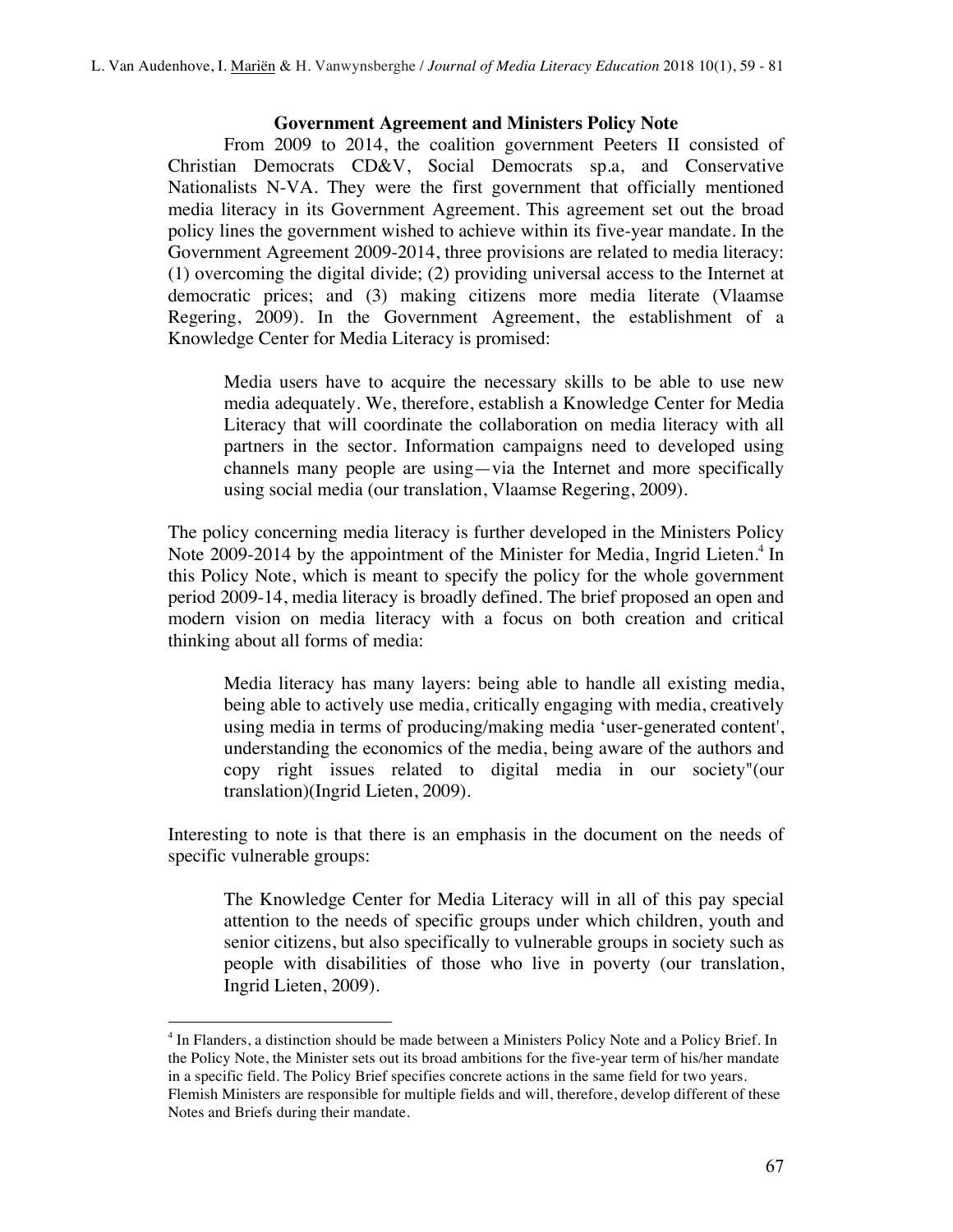### Government Agreement and Ministers Policy Note

From 2009 to 2014, the coalition government Peeters II consisted of Christian Democrats CD&V, Social Democrats sp.a, and Conservative Nationalists N-VA. They were the first government that officially mentioned media literacy in its Government Agreement. This agreement set out the broad policy lines the government wished to achieve within its five-year mandate. In the Government Agreement 2009-2014, three provisions are related to media literacy: (1) overcoming the digital divide; (2) providing universal access to the Internet at democratic prices; and (3) making citizens more media literate (Vlaamse Regering, 2009). In the Government Agreement, the establishment of a Knowledge Center for Media Literacy is promised:

> Media users have to acquire the necessary skills to be able to use new media adequately. We, therefore, establish a Knowledge Center for Media Literacy that will coordinate the collaboration on media literacy with all partners in the sector. Information campaigns need to developed using channels many people are using—via the Internet and more specifically using social media (our translation, Vlaamse Regering, 2009).

The policy concerning media literacy is further developed in the Ministers Policy Note 2009-2014 by the appointment of the Minister for Media, Ingrid Lieten.[4] In this Policy Note, which is meant to specify the policy for the whole government period 2009-14, media literacy is broadly defined. The brief proposed an open and modern vision on media literacy with a focus on both creation and critical thinking about all forms of media:

> Media literacy has many layers: being able to handle all existing media, being able to actively use media, critically engaging with media, creatively using media in terms of producing/making media 'user-generated content', understanding the economics of the media, being aware of the authors and copy right issues related to digital media in our society"(our translation)(Ingrid Lieten, 2009).

Interesting to note is that there is an emphasis in the document on the needs of specific vulnerable groups:

> The Knowledge Center for Media Literacy will in all of this pay special attention to the needs of specific groups under which children, youth and senior citizens, but also specifically to vulnerable groups in society such as people with disabilities of those who live in poverty (our translation, Ingrid Lieten, 2009).

---

[4] In Flanders, a distinction should be made between a Ministers Policy Note and a Policy Brief. In the Policy Note, the Minister sets out its broad ambitions for the five-year term of his/her mandate in a specific field. The Policy Brief specifies concrete actions in the same field for two years. Flemish Ministers are responsible for multiple fields and will, therefore, develop different of these Notes and Briefs during their mandate.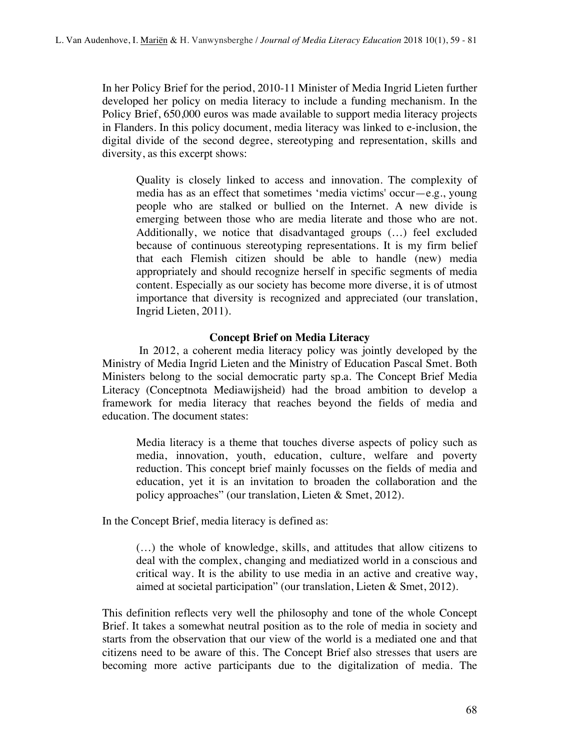In her Policy Brief for the period, 2010-11 Minister of Media Ingrid Lieten further developed her policy on media literacy to include a funding mechanism. In the Policy Brief, 650,000 euros was made available to support media literacy projects in Flanders. In this policy document, media literacy was linked to e-inclusion, the digital divide of the second degree, stereotyping and representation, skills and diversity, as this excerpt shows:

> Quality is closely linked to access and innovation. The complexity of media has as an effect that sometimes 'media victims' occur—e.g., young people who are stalked or bullied on the Internet. A new divide is emerging between those who are media literate and those who are not. Additionally, we notice that disadvantaged groups (…) feel excluded because of continuous stereotyping representations. It is my firm belief that each Flemish citizen should be able to handle (new) media appropriately and should recognize herself in specific segments of media content. Especially as our society has become more diverse, it is of utmost importance that diversity is recognized and appreciated (our translation, Ingrid Lieten, 2011).

**Concept Brief on Media Literacy**

In 2012, a coherent media literacy policy was jointly developed by the Ministry of Media Ingrid Lieten and the Ministry of Education Pascal Smet. Both Ministers belong to the social democratic party sp.a. The Concept Brief Media Literacy (Conceptnota Mediawijsheid) had the broad ambition to develop a framework for media literacy that reaches beyond the fields of media and education. The document states:

> Media literacy is a theme that touches diverse aspects of policy such as media, innovation, youth, education, culture, welfare and poverty reduction. This concept brief mainly focusses on the fields of media and education, yet it is an invitation to broaden the collaboration and the policy approaches" (our translation, Lieten & Smet, 2012).

In the Concept Brief, media literacy is defined as:

> (…) the whole of knowledge, skills, and attitudes that allow citizens to deal with the complex, changing and mediatized world in a conscious and critical way. It is the ability to use media in an active and creative way, aimed at societal participation" (our translation, Lieten & Smet, 2012).

This definition reflects very well the philosophy and tone of the whole Concept Brief. It takes a somewhat neutral position as to the role of media in society and starts from the observation that our view of the world is a mediated one and that citizens need to be aware of this. The Concept Brief also stresses that users are becoming more active participants due to the digitalization of media. The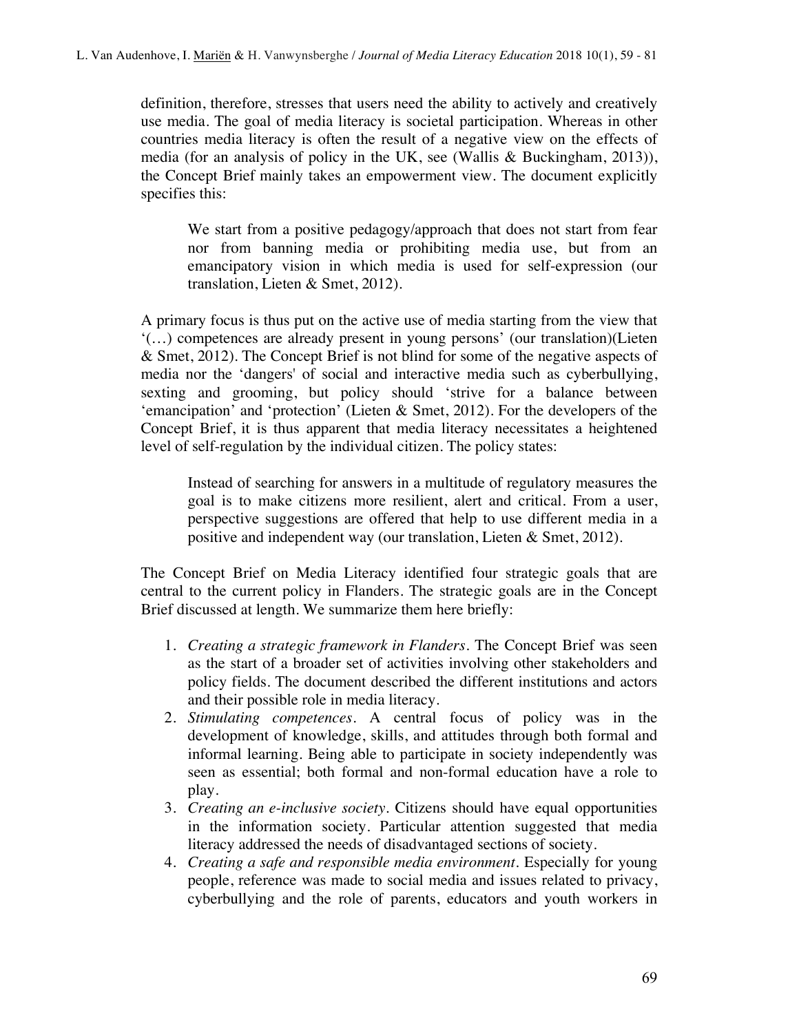definition, therefore, stresses that users need the ability to actively and creatively use media. The goal of media literacy is societal participation. Whereas in other countries media literacy is often the result of a negative view on the effects of media (for an analysis of policy in the UK, see (Wallis & Buckingham, 2013)), the Concept Brief mainly takes an empowerment view. The document explicitly specifies this:

> We start from a positive pedagogy/approach that does not start from fear nor from banning media or prohibiting media use, but from an emancipatory vision in which media is used for self-expression (our translation, Lieten & Smet, 2012).

A primary focus is thus put on the active use of media starting from the view that '(…) competences are already present in young persons' (our translation)(Lieten & Smet, 2012). The Concept Brief is not blind for some of the negative aspects of media nor the 'dangers' of social and interactive media such as cyberbullying, sexting and grooming, but policy should 'strive for a balance between 'emancipation' and 'protection' (Lieten & Smet, 2012). For the developers of the Concept Brief, it is thus apparent that media literacy necessitates a heightened level of self-regulation by the individual citizen. The policy states:

> Instead of searching for answers in a multitude of regulatory measures the goal is to make citizens more resilient, alert and critical. From a user, perspective suggestions are offered that help to use different media in a positive and independent way (our translation, Lieten & Smet, 2012).

The Concept Brief on Media Literacy identified four strategic goals that are central to the current policy in Flanders. The strategic goals are in the Concept Brief discussed at length. We summarize them here briefly:

1. *Creating a strategic framework in Flanders*. The Concept Brief was seen as the start of a broader set of activities involving other stakeholders and policy fields. The document described the different institutions and actors and their possible role in media literacy.
2. *Stimulating competences*. A central focus of policy was in the development of knowledge, skills, and attitudes through both formal and informal learning. Being able to participate in society independently was seen as essential; both formal and non-formal education have a role to play.
3. *Creating an e-inclusive society*. Citizens should have equal opportunities in the information society. Particular attention suggested that media literacy addressed the needs of disadvantaged sections of society.
4. *Creating a safe and responsible media environment*. Especially for young people, reference was made to social media and issues related to privacy, cyberbullying and the role of parents, educators and youth workers in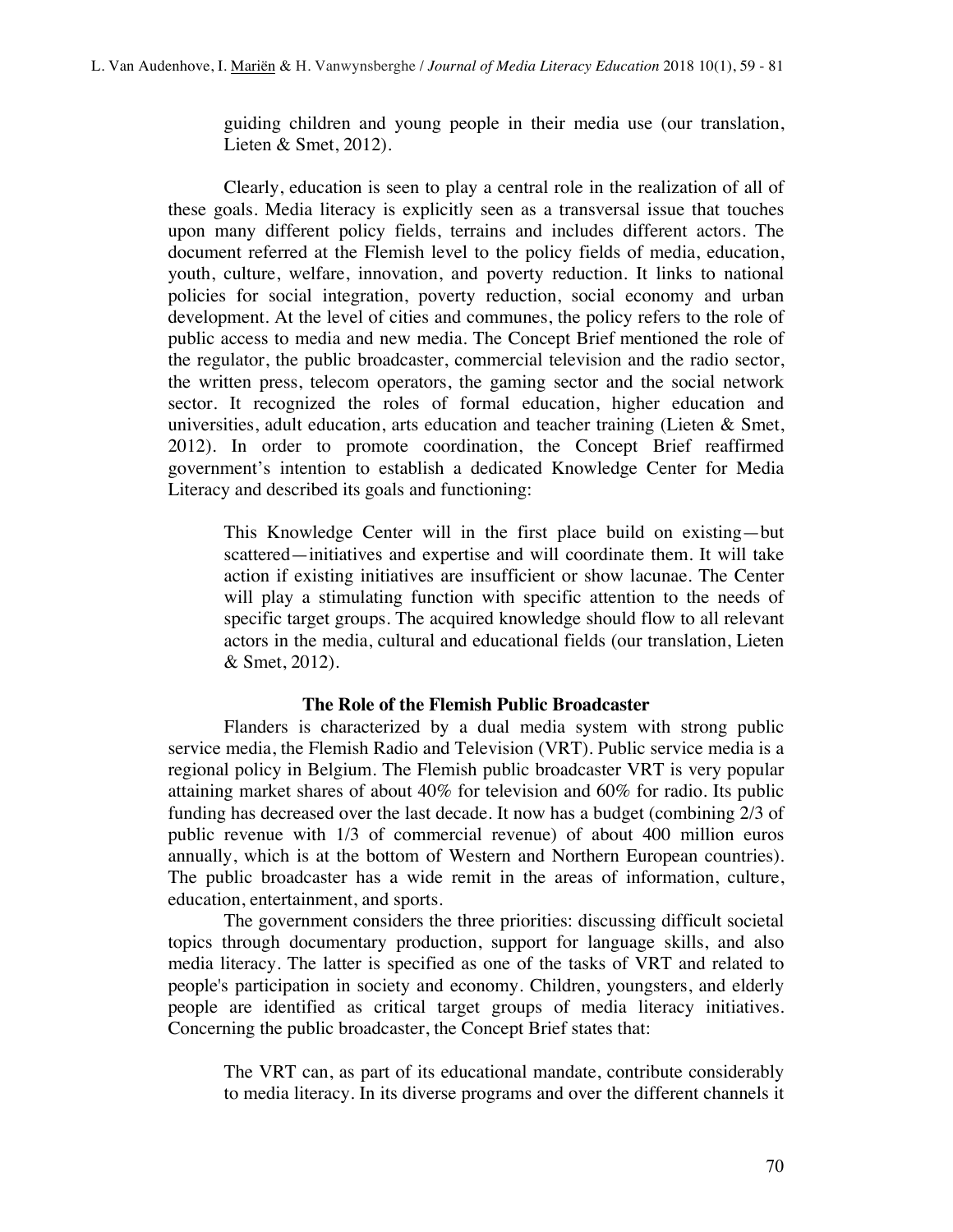> guiding children and young people in their media use (our translation, Lieten & Smet, 2012).

Clearly, education is seen to play a central role in the realization of all of these goals. Media literacy is explicitly seen as a transversal issue that touches upon many different policy fields, terrains and includes different actors. The document referred at the Flemish level to the policy fields of media, education, youth, culture, welfare, innovation, and poverty reduction. It links to national policies for social integration, poverty reduction, social economy and urban development. At the level of cities and communes, the policy refers to the role of public access to media and new media. The Concept Brief mentioned the role of the regulator, the public broadcaster, commercial television and the radio sector, the written press, telecom operators, the gaming sector and the social network sector. It recognized the roles of formal education, higher education and universities, adult education, arts education and teacher training (Lieten & Smet, 2012). In order to promote coordination, the Concept Brief reaffirmed government's intention to establish a dedicated Knowledge Center for Media Literacy and described its goals and functioning:

> This Knowledge Center will in the first place build on existing—but scattered—initiatives and expertise and will coordinate them. It will take action if existing initiatives are insufficient or show lacunae. The Center will play a stimulating function with specific attention to the needs of specific target groups. The acquired knowledge should flow to all relevant actors in the media, cultural and educational fields (our translation, Lieten & Smet, 2012).

## The Role of the Flemish Public Broadcaster

Flanders is characterized by a dual media system with strong public service media, the Flemish Radio and Television (VRT). Public service media is a regional policy in Belgium. The Flemish public broadcaster VRT is very popular attaining market shares of about 40% for television and 60% for radio. Its public funding has decreased over the last decade. It now has a budget (combining 2/3 of public revenue with 1/3 of commercial revenue) of about 400 million euros annually, which is at the bottom of Western and Northern European countries). The public broadcaster has a wide remit in the areas of information, culture, education, entertainment, and sports.

The government considers the three priorities: discussing difficult societal topics through documentary production, support for language skills, and also media literacy. The latter is specified as one of the tasks of VRT and related to people's participation in society and economy. Children, youngsters, and elderly people are identified as critical target groups of media literacy initiatives. Concerning the public broadcaster, the Concept Brief states that:

> The VRT can, as part of its educational mandate, contribute considerably to media literacy. In its diverse programs and over the different channels it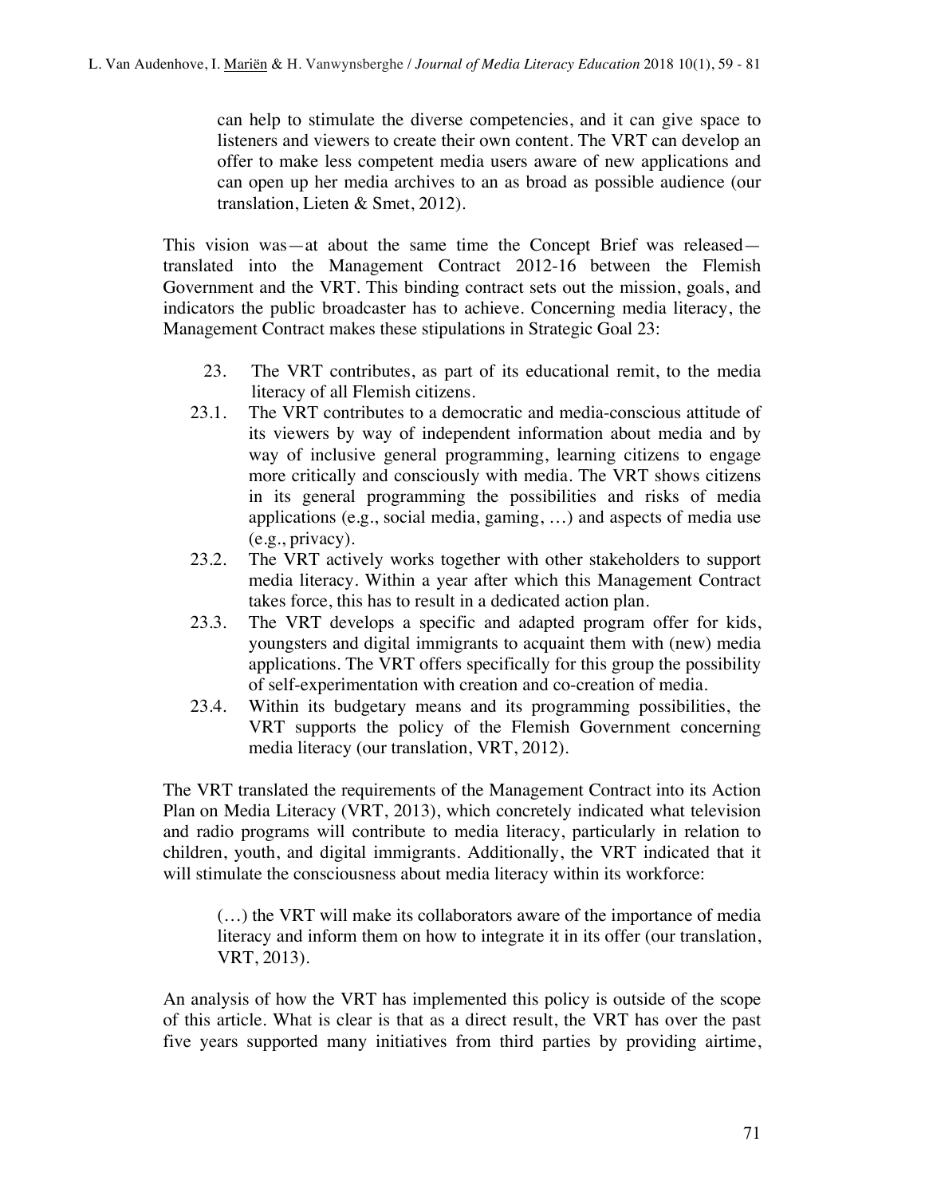> can help to stimulate the diverse competencies, and it can give space to listeners and viewers to create their own content. The VRT can develop an offer to make less competent media users aware of new applications and can open up her media archives to an as broad as possible audience (our translation, Lieten & Smet, 2012).

This vision was—at about the same time the Concept Brief was released—translated into the Management Contract 2012-16 between the Flemish Government and the VRT. This binding contract sets out the mission, goals, and indicators the public broadcaster has to achieve. Concerning media literacy, the Management Contract makes these stipulations in Strategic Goal 23:

> 23. The VRT contributes, as part of its educational remit, to the media literacy of all Flemish citizens.
>
> 23.1. The VRT contributes to a democratic and media-conscious attitude of its viewers by way of independent information about media and by way of inclusive general programming, learning citizens to engage more critically and consciously with media. The VRT shows citizens in its general programming the possibilities and risks of media applications (e.g., social media, gaming, …) and aspects of media use (e.g., privacy).
>
> 23.2. The VRT actively works together with other stakeholders to support media literacy. Within a year after which this Management Contract takes force, this has to result in a dedicated action plan.
>
> 23.3. The VRT develops a specific and adapted program offer for kids, youngsters and digital immigrants to acquaint them with (new) media applications. The VRT offers specifically for this group the possibility of self-experimentation with creation and co-creation of media.
>
> 23.4. Within its budgetary means and its programming possibilities, the VRT supports the policy of the Flemish Government concerning media literacy (our translation, VRT, 2012).

The VRT translated the requirements of the Management Contract into its Action Plan on Media Literacy (VRT, 2013), which concretely indicated what television and radio programs will contribute to media literacy, particularly in relation to children, youth, and digital immigrants. Additionally, the VRT indicated that it will stimulate the consciousness about media literacy within its workforce:

> (…) the VRT will make its collaborators aware of the importance of media literacy and inform them on how to integrate it in its offer (our translation, VRT, 2013).

An analysis of how the VRT has implemented this policy is outside of the scope of this article. What is clear is that as a direct result, the VRT has over the past five years supported many initiatives from third parties by providing airtime,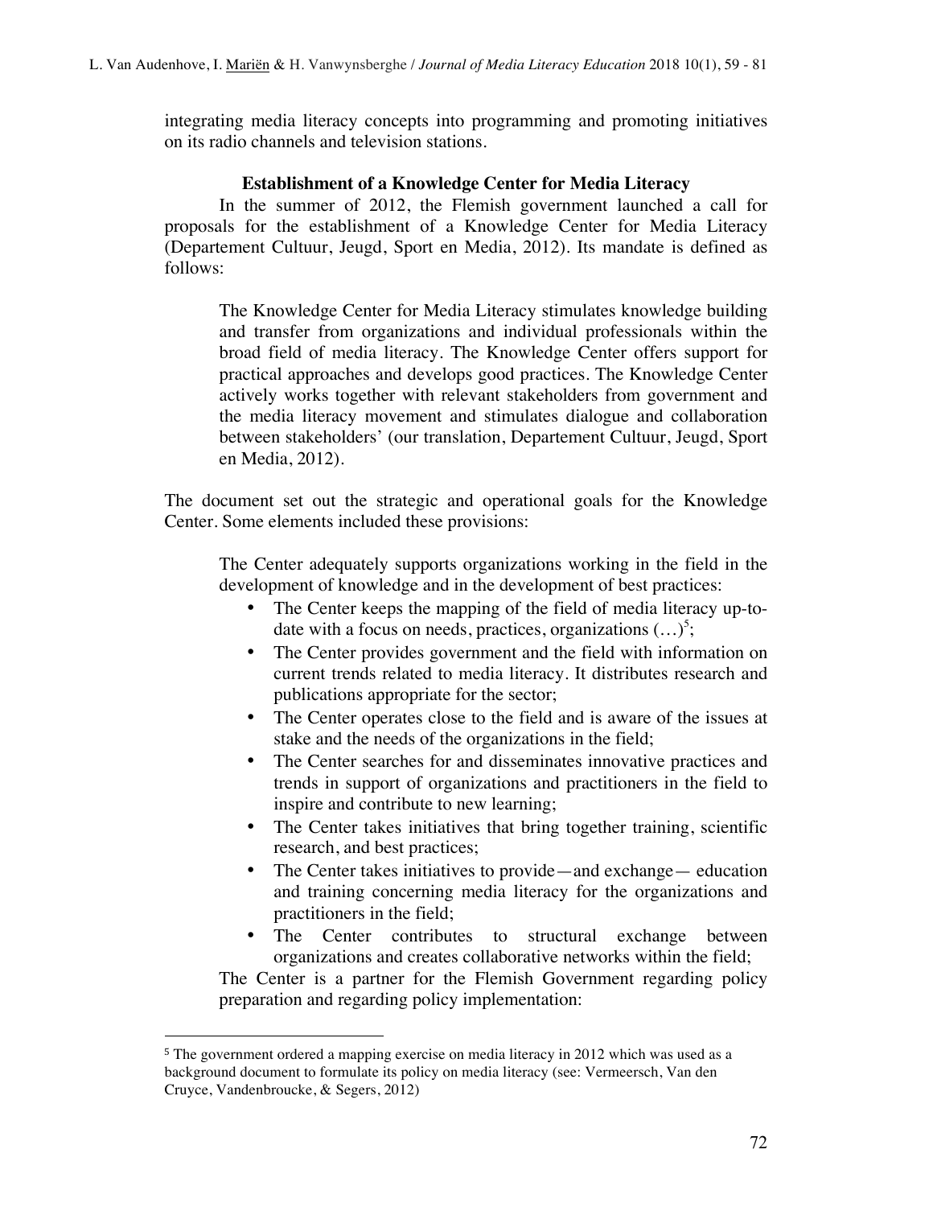integrating media literacy concepts into programming and promoting initiatives on its radio channels and television stations.

### Establishment of a Knowledge Center for Media Literacy

In the summer of 2012, the Flemish government launched a call for proposals for the establishment of a Knowledge Center for Media Literacy (Departement Cultuur, Jeugd, Sport en Media, 2012). Its mandate is defined as follows:

> The Knowledge Center for Media Literacy stimulates knowledge building and transfer from organizations and individual professionals within the broad field of media literacy. The Knowledge Center offers support for practical approaches and develops good practices. The Knowledge Center actively works together with relevant stakeholders from government and the media literacy movement and stimulates dialogue and collaboration between stakeholders' (our translation, Departement Cultuur, Jeugd, Sport en Media, 2012).

The document set out the strategic and operational goals for the Knowledge Center. Some elements included these provisions:

> The Center adequately supports organizations working in the field in the development of knowledge and in the development of best practices:
>
> - The Center keeps the mapping of the field of media literacy up-to-date with a focus on needs, practices, organizations (…)[5];
> - The Center provides government and the field with information on current trends related to media literacy. It distributes research and publications appropriate for the sector;
> - The Center operates close to the field and is aware of the issues at stake and the needs of the organizations in the field;
> - The Center searches for and disseminates innovative practices and trends in support of organizations and practitioners in the field to inspire and contribute to new learning;
> - The Center takes initiatives that bring together training, scientific research, and best practices;
> - The Center takes initiatives to provide—and exchange— education and training concerning media literacy for the organizations and practitioners in the field;
> - The Center contributes to structural exchange between organizations and creates collaborative networks within the field;
>
> The Center is a partner for the Flemish Government regarding policy preparation and regarding policy implementation:

---

[5] The government ordered a mapping exercise on media literacy in 2012 which was used as a background document to formulate its policy on media literacy (see: Vermeersch, Van den Cruyce, Vandenbroucke, & Segers, 2012)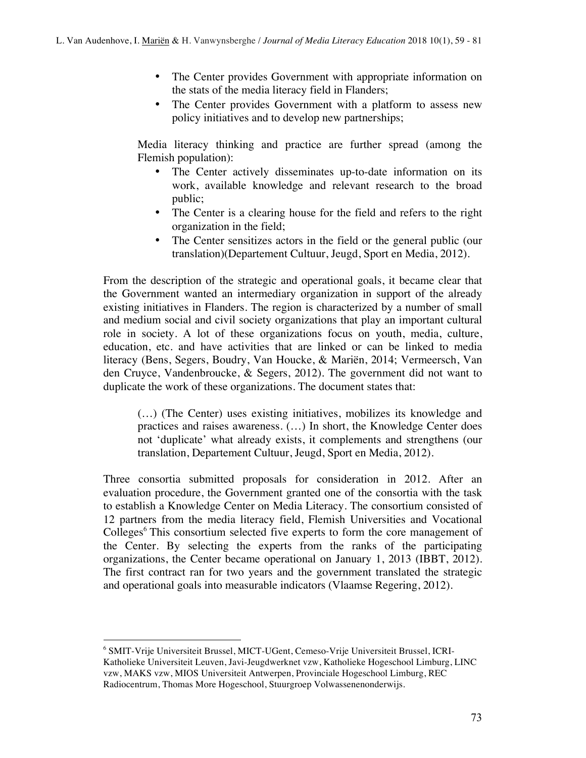- The Center provides Government with appropriate information on the stats of the media literacy field in Flanders;
- The Center provides Government with a platform to assess new policy initiatives and to develop new partnerships;

Media literacy thinking and practice are further spread (among the Flemish population):

- The Center actively disseminates up-to-date information on its work, available knowledge and relevant research to the broad public;
- The Center is a clearing house for the field and refers to the right organization in the field;
- The Center sensitizes actors in the field or the general public (our translation)(Departement Cultuur, Jeugd, Sport en Media, 2012).

From the description of the strategic and operational goals, it became clear that the Government wanted an intermediary organization in support of the already existing initiatives in Flanders. The region is characterized by a number of small and medium social and civil society organizations that play an important cultural role in society. A lot of these organizations focus on youth, media, culture, education, etc. and have activities that are linked or can be linked to media literacy (Bens, Segers, Boudry, Van Houcke, & Mariën, 2014; Vermeersch, Van den Cruyce, Vandenbroucke, & Segers, 2012). The government did not want to duplicate the work of these organizations. The document states that:

> (…) (The Center) uses existing initiatives, mobilizes its knowledge and practices and raises awareness. (…) In short, the Knowledge Center does not 'duplicate' what already exists, it complements and strengthens (our translation, Departement Cultuur, Jeugd, Sport en Media, 2012).

Three consortia submitted proposals for consideration in 2012. After an evaluation procedure, the Government granted one of the consortia with the task to establish a Knowledge Center on Media Literacy. The consortium consisted of 12 partners from the media literacy field, Flemish Universities and Vocational Colleges[6] This consortium selected five experts to form the core management of the Center. By selecting the experts from the ranks of the participating organizations, the Center became operational on January 1, 2013 (IBBT, 2012). The first contract ran for two years and the government translated the strategic and operational goals into measurable indicators (Vlaamse Regering, 2012).

---

[6] SMIT-Vrije Universiteit Brussel, MICT-UGent, Cemeso-Vrije Universiteit Brussel, ICRI-Katholieke Universiteit Leuven, Javi-Jeugdwerknet vzw, Katholieke Hogeschool Limburg, LINC vzw, MAKS vzw, MIOS Universiteit Antwerpen, Provinciale Hogeschool Limburg, REC Radiocentrum, Thomas More Hogeschool, Stuurgroep Volwassenenonderwijs.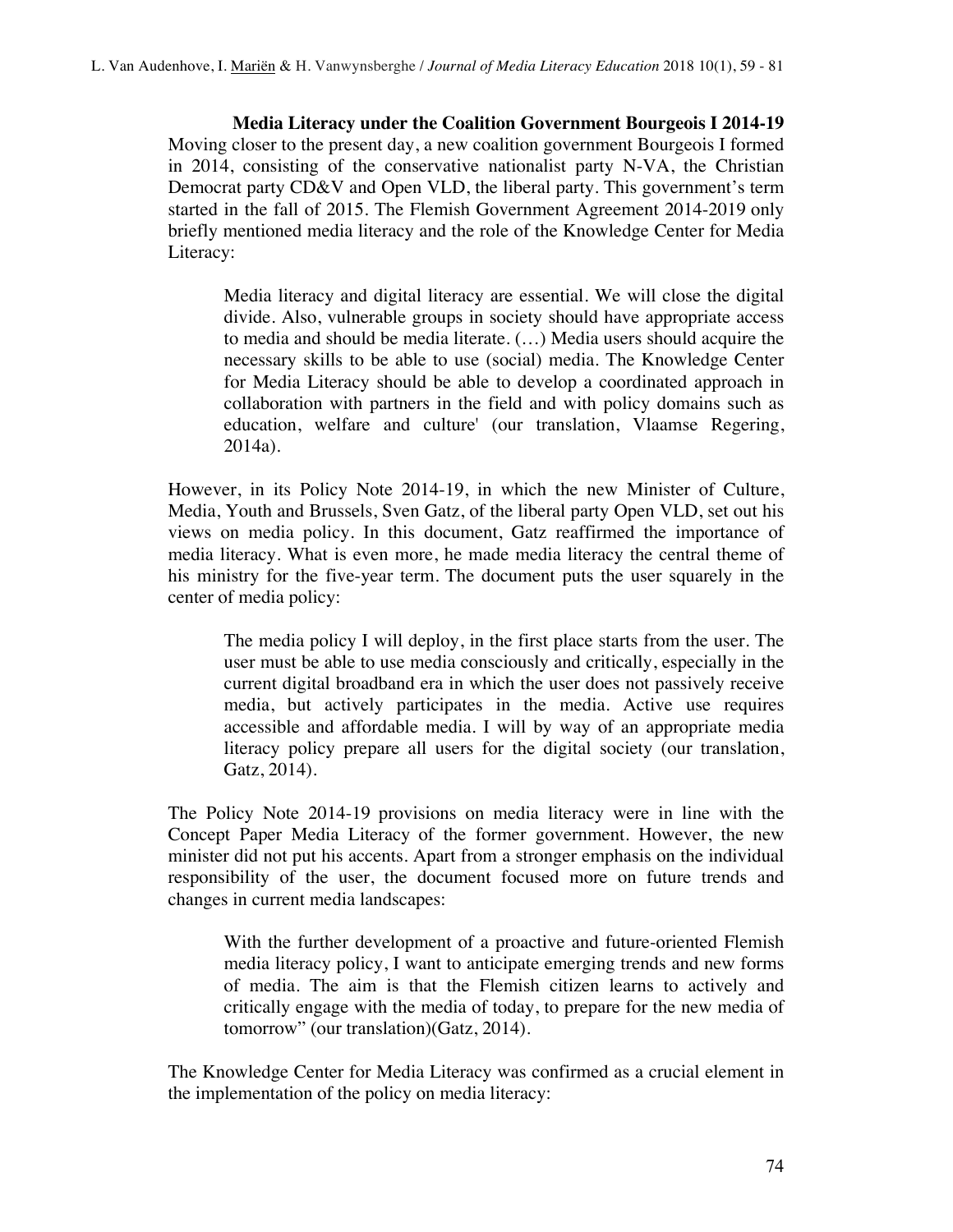### Media Literacy under the Coalition Government Bourgeois I 2014-19

Moving closer to the present day, a new coalition government Bourgeois I formed in 2014, consisting of the conservative nationalist party N-VA, the Christian Democrat party CD&V and Open VLD, the liberal party. This government's term started in the fall of 2015. The Flemish Government Agreement 2014-2019 only briefly mentioned media literacy and the role of the Knowledge Center for Media Literacy:

> Media literacy and digital literacy are essential. We will close the digital divide. Also, vulnerable groups in society should have appropriate access to media and should be media literate. (…) Media users should acquire the necessary skills to be able to use (social) media. The Knowledge Center for Media Literacy should be able to develop a coordinated approach in collaboration with partners in the field and with policy domains such as education, welfare and culture' (our translation, Vlaamse Regering, 2014a).

However, in its Policy Note 2014-19, in which the new Minister of Culture, Media, Youth and Brussels, Sven Gatz, of the liberal party Open VLD, set out his views on media policy. In this document, Gatz reaffirmed the importance of media literacy. What is even more, he made media literacy the central theme of his ministry for the five-year term. The document puts the user squarely in the center of media policy:

> The media policy I will deploy, in the first place starts from the user. The user must be able to use media consciously and critically, especially in the current digital broadband era in which the user does not passively receive media, but actively participates in the media. Active use requires accessible and affordable media. I will by way of an appropriate media literacy policy prepare all users for the digital society (our translation, Gatz, 2014).

The Policy Note 2014-19 provisions on media literacy were in line with the Concept Paper Media Literacy of the former government. However, the new minister did not put his accents. Apart from a stronger emphasis on the individual responsibility of the user, the document focused more on future trends and changes in current media landscapes:

> With the further development of a proactive and future-oriented Flemish media literacy policy, I want to anticipate emerging trends and new forms of media. The aim is that the Flemish citizen learns to actively and critically engage with the media of today, to prepare for the new media of tomorrow" (our translation)(Gatz, 2014).

The Knowledge Center for Media Literacy was confirmed as a crucial element in the implementation of the policy on media literacy: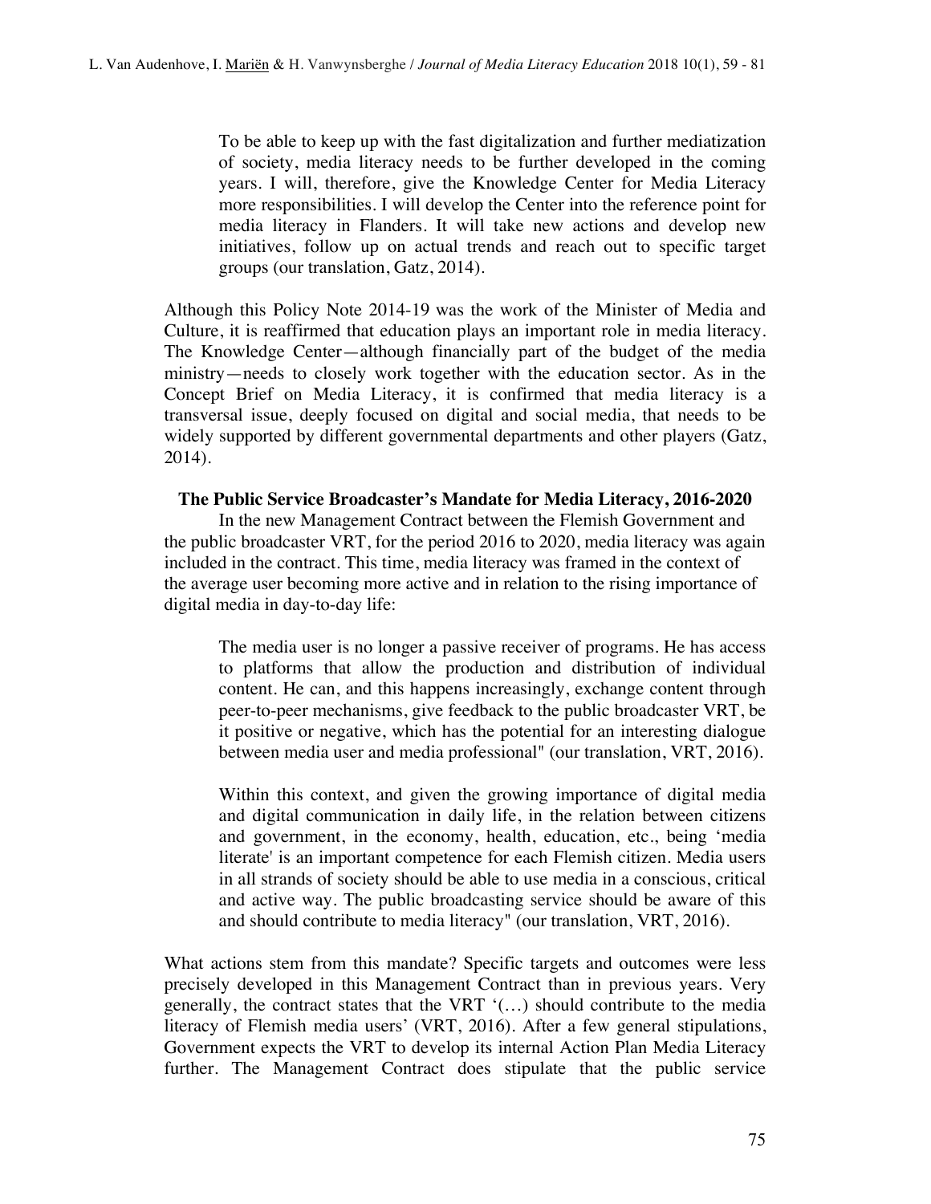> To be able to keep up with the fast digitalization and further mediatization of society, media literacy needs to be further developed in the coming years. I will, therefore, give the Knowledge Center for Media Literacy more responsibilities. I will develop the Center into the reference point for media literacy in Flanders. It will take new actions and develop new initiatives, follow up on actual trends and reach out to specific target groups (our translation, Gatz, 2014).

Although this Policy Note 2014-19 was the work of the Minister of Media and Culture, it is reaffirmed that education plays an important role in media literacy. The Knowledge Center—although financially part of the budget of the media ministry—needs to closely work together with the education sector. As in the Concept Brief on Media Literacy, it is confirmed that media literacy is a transversal issue, deeply focused on digital and social media, that needs to be widely supported by different governmental departments and other players (Gatz, 2014).

**The Public Service Broadcaster's Mandate for Media Literacy, 2016-2020**

In the new Management Contract between the Flemish Government and the public broadcaster VRT, for the period 2016 to 2020, media literacy was again included in the contract. This time, media literacy was framed in the context of the average user becoming more active and in relation to the rising importance of digital media in day-to-day life:

> The media user is no longer a passive receiver of programs. He has access to platforms that allow the production and distribution of individual content. He can, and this happens increasingly, exchange content through peer-to-peer mechanisms, give feedback to the public broadcaster VRT, be it positive or negative, which has the potential for an interesting dialogue between media user and media professional" (our translation, VRT, 2016).
>
> Within this context, and given the growing importance of digital media and digital communication in daily life, in the relation between citizens and government, in the economy, health, education, etc., being 'media literate' is an important competence for each Flemish citizen. Media users in all strands of society should be able to use media in a conscious, critical and active way. The public broadcasting service should be aware of this and should contribute to media literacy" (our translation, VRT, 2016).

What actions stem from this mandate? Specific targets and outcomes were less precisely developed in this Management Contract than in previous years. Very generally, the contract states that the VRT '(…) should contribute to the media literacy of Flemish media users' (VRT, 2016). After a few general stipulations, Government expects the VRT to develop its internal Action Plan Media Literacy further. The Management Contract does stipulate that the public service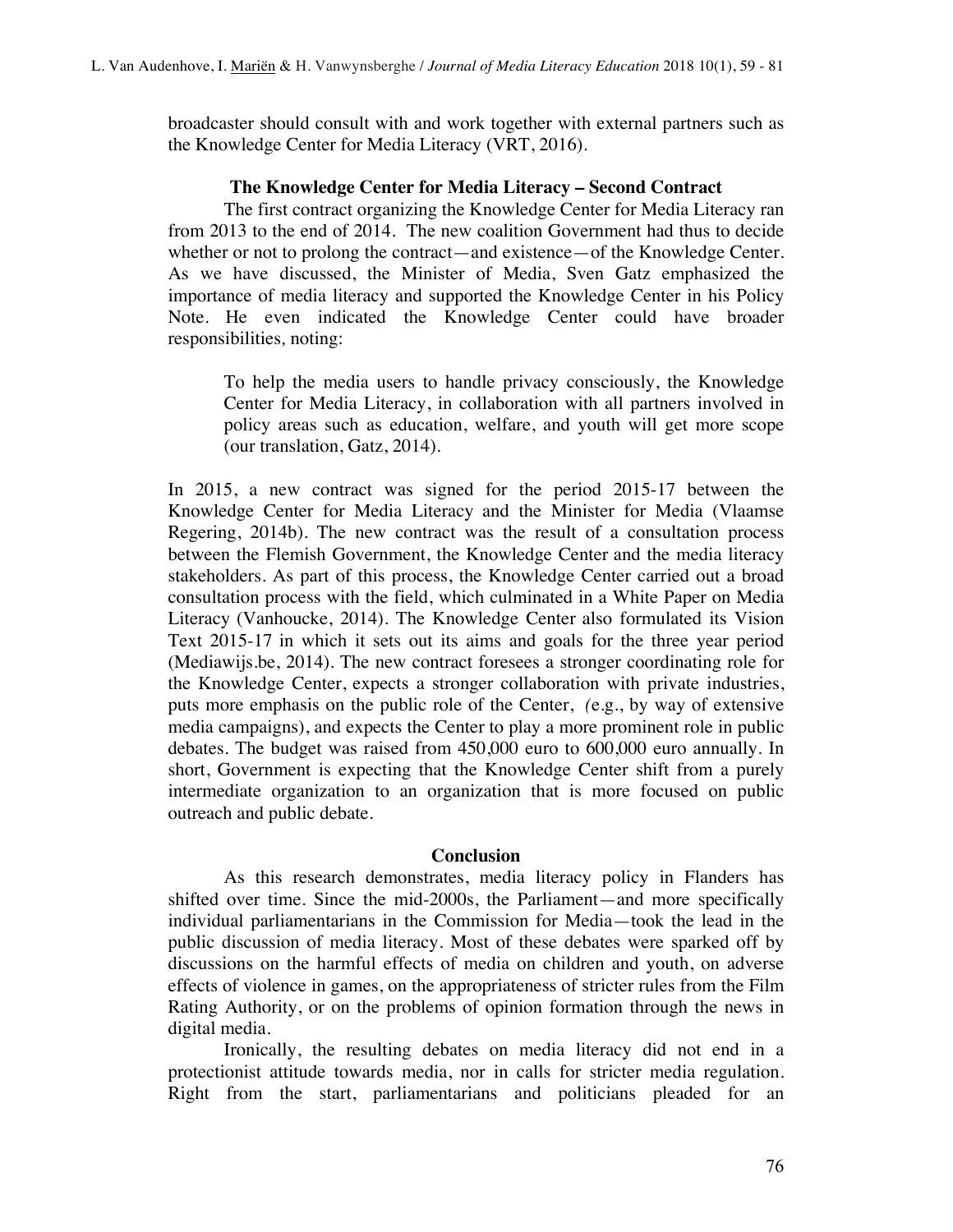broadcaster should consult with and work together with external partners such as the Knowledge Center for Media Literacy (VRT, 2016).

### The Knowledge Center for Media Literacy – Second Contract

The first contract organizing the Knowledge Center for Media Literacy ran from 2013 to the end of 2014. The new coalition Government had thus to decide whether or not to prolong the contract—and existence—of the Knowledge Center. As we have discussed, the Minister of Media, Sven Gatz emphasized the importance of media literacy and supported the Knowledge Center in his Policy Note. He even indicated the Knowledge Center could have broader responsibilities, noting:

> To help the media users to handle privacy consciously, the Knowledge Center for Media Literacy, in collaboration with all partners involved in policy areas such as education, welfare, and youth will get more scope (our translation, Gatz, 2014).

In 2015, a new contract was signed for the period 2015-17 between the Knowledge Center for Media Literacy and the Minister for Media (Vlaamse Regering, 2014b). The new contract was the result of a consultation process between the Flemish Government, the Knowledge Center and the media literacy stakeholders. As part of this process, the Knowledge Center carried out a broad consultation process with the field, which culminated in a White Paper on Media Literacy (Vanhoucke, 2014). The Knowledge Center also formulated its Vision Text 2015-17 in which it sets out its aims and goals for the three year period (Mediawijs.be, 2014). The new contract foresees a stronger coordinating role for the Knowledge Center, expects a stronger collaboration with private industries, puts more emphasis on the public role of the Center, (e.g., by way of extensive media campaigns), and expects the Center to play a more prominent role in public debates. The budget was raised from 450,000 euro to 600,000 euro annually. In short, Government is expecting that the Knowledge Center shift from a purely intermediate organization to an organization that is more focused on public outreach and public debate.

## Conclusion

As this research demonstrates, media literacy policy in Flanders has shifted over time. Since the mid-2000s, the Parliament—and more specifically individual parliamentarians in the Commission for Media—took the lead in the public discussion of media literacy. Most of these debates were sparked off by discussions on the harmful effects of media on children and youth, on adverse effects of violence in games, on the appropriateness of stricter rules from the Film Rating Authority, or on the problems of opinion formation through the news in digital media.

Ironically, the resulting debates on media literacy did not end in a protectionist attitude towards media, nor in calls for stricter media regulation. Right from the start, parliamentarians and politicians pleaded for an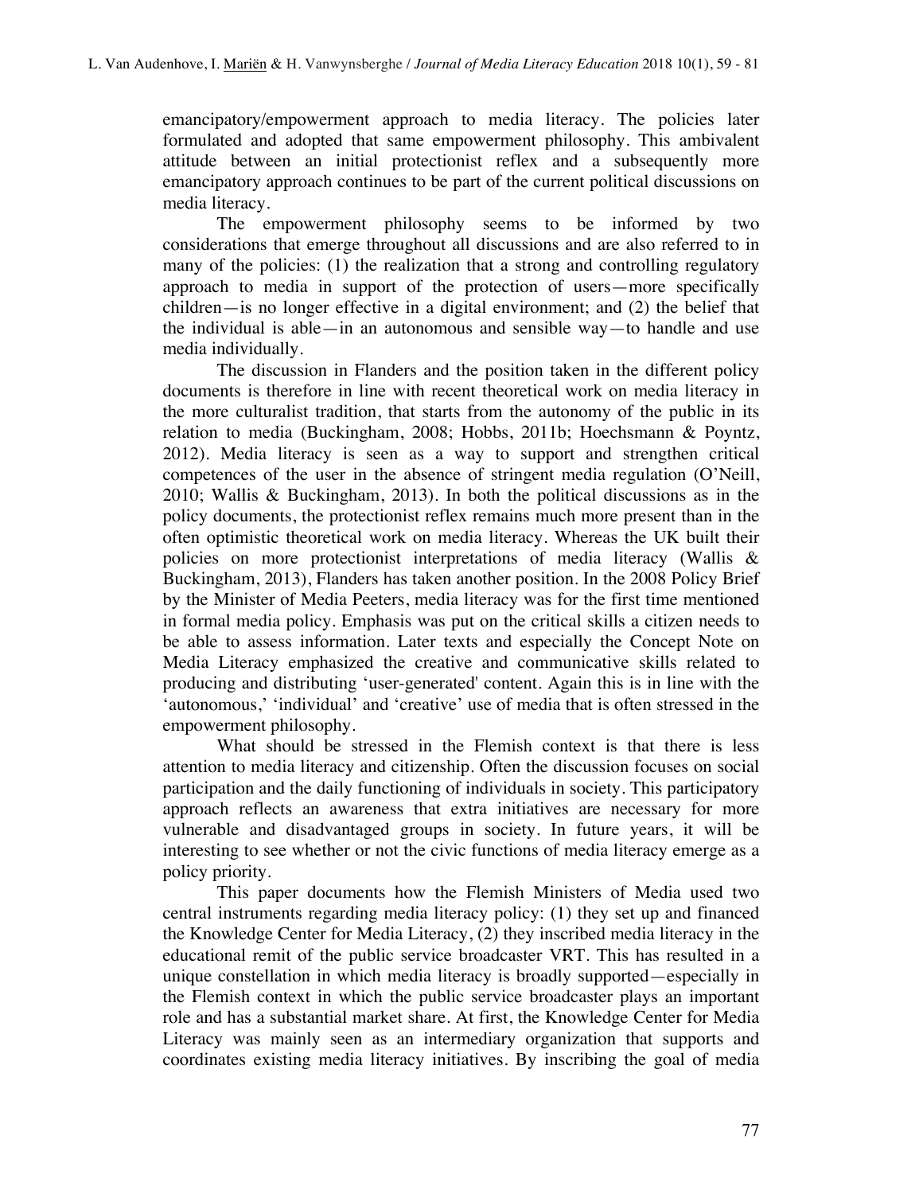emancipatory/empowerment approach to media literacy. The policies later formulated and adopted that same empowerment philosophy. This ambivalent attitude between an initial protectionist reflex and a subsequently more emancipatory approach continues to be part of the current political discussions on media literacy.

The empowerment philosophy seems to be informed by two considerations that emerge throughout all discussions and are also referred to in many of the policies: (1) the realization that a strong and controlling regulatory approach to media in support of the protection of users—more specifically children—is no longer effective in a digital environment; and (2) the belief that the individual is able—in an autonomous and sensible way—to handle and use media individually.

The discussion in Flanders and the position taken in the different policy documents is therefore in line with recent theoretical work on media literacy in the more culturalist tradition, that starts from the autonomy of the public in its relation to media (Buckingham, 2008; Hobbs, 2011b; Hoechsmann & Poyntz, 2012). Media literacy is seen as a way to support and strengthen critical competences of the user in the absence of stringent media regulation (O'Neill, 2010; Wallis & Buckingham, 2013). In both the political discussions as in the policy documents, the protectionist reflex remains much more present than in the often optimistic theoretical work on media literacy. Whereas the UK built their policies on more protectionist interpretations of media literacy (Wallis & Buckingham, 2013), Flanders has taken another position. In the 2008 Policy Brief by the Minister of Media Peeters, media literacy was for the first time mentioned in formal media policy. Emphasis was put on the critical skills a citizen needs to be able to assess information. Later texts and especially the Concept Note on Media Literacy emphasized the creative and communicative skills related to producing and distributing 'user-generated' content. Again this is in line with the 'autonomous,' 'individual' and 'creative' use of media that is often stressed in the empowerment philosophy.

What should be stressed in the Flemish context is that there is less attention to media literacy and citizenship. Often the discussion focuses on social participation and the daily functioning of individuals in society. This participatory approach reflects an awareness that extra initiatives are necessary for more vulnerable and disadvantaged groups in society. In future years, it will be interesting to see whether or not the civic functions of media literacy emerge as a policy priority.

This paper documents how the Flemish Ministers of Media used two central instruments regarding media literacy policy: (1) they set up and financed the Knowledge Center for Media Literacy, (2) they inscribed media literacy in the educational remit of the public service broadcaster VRT. This has resulted in a unique constellation in which media literacy is broadly supported—especially in the Flemish context in which the public service broadcaster plays an important role and has a substantial market share. At first, the Knowledge Center for Media Literacy was mainly seen as an intermediary organization that supports and coordinates existing media literacy initiatives. By inscribing the goal of media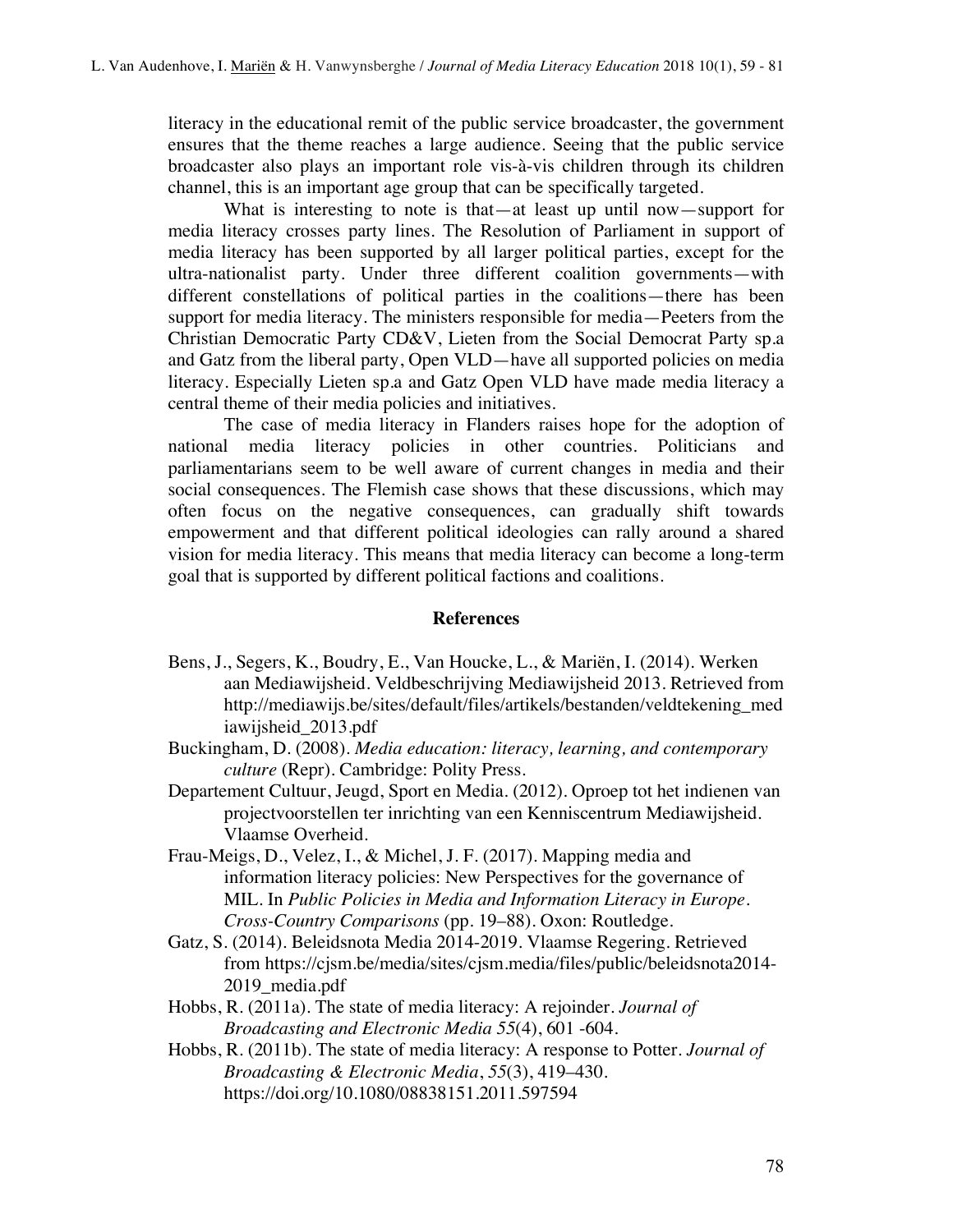literacy in the educational remit of the public service broadcaster, the government ensures that the theme reaches a large audience. Seeing that the public service broadcaster also plays an important role vis-à-vis children through its children channel, this is an important age group that can be specifically targeted.

What is interesting to note is that—at least up until now—support for media literacy crosses party lines. The Resolution of Parliament in support of media literacy has been supported by all larger political parties, except for the ultra-nationalist party. Under three different coalition governments—with different constellations of political parties in the coalitions—there has been support for media literacy. The ministers responsible for media—Peeters from the Christian Democratic Party CD&V, Lieten from the Social Democrat Party sp.a and Gatz from the liberal party, Open VLD—have all supported policies on media literacy. Especially Lieten sp.a and Gatz Open VLD have made media literacy a central theme of their media policies and initiatives.

The case of media literacy in Flanders raises hope for the adoption of national media literacy policies in other countries. Politicians and parliamentarians seem to be well aware of current changes in media and their social consequences. The Flemish case shows that these discussions, which may often focus on the negative consequences, can gradually shift towards empowerment and that different political ideologies can rally around a shared vision for media literacy. This means that media literacy can become a long-term goal that is supported by different political factions and coalitions.

## References

Bens, J., Segers, K., Boudry, E., Van Houcke, L., & Mariën, I. (2014). Werken aan Mediawijsheid. Veldbeschrijving Mediawijsheid 2013. Retrieved from http://mediawijs.be/sites/default/files/artikels/bestanden/veldtekening_mediawijsheid_2013.pdf

Buckingham, D. (2008). *Media education: literacy, learning, and contemporary culture* (Repr). Cambridge: Polity Press.

Departement Cultuur, Jeugd, Sport en Media. (2012). Oproep tot het indienen van projectvoorstellen ter inrichting van een Kenniscentrum Mediawijsheid. Vlaamse Overheid.

Frau-Meigs, D., Velez, I., & Michel, J. F. (2017). Mapping media and information literacy policies: New Perspectives for the governance of MIL. In *Public Policies in Media and Information Literacy in Europe. Cross-Country Comparisons* (pp. 19–88). Oxon: Routledge.

Gatz, S. (2014). Beleidsnota Media 2014-2019. Vlaamse Regering. Retrieved from https://cjsm.be/media/sites/cjsm.media/files/public/beleidsnota2014-2019_media.pdf

Hobbs, R. (2011a). The state of media literacy: A rejoinder. *Journal of Broadcasting and Electronic Media 55*(4), 601 -604.

Hobbs, R. (2011b). The state of media literacy: A response to Potter. *Journal of Broadcasting & Electronic Media*, *55*(3), 419–430. https://doi.org/10.1080/08838151.2011.597594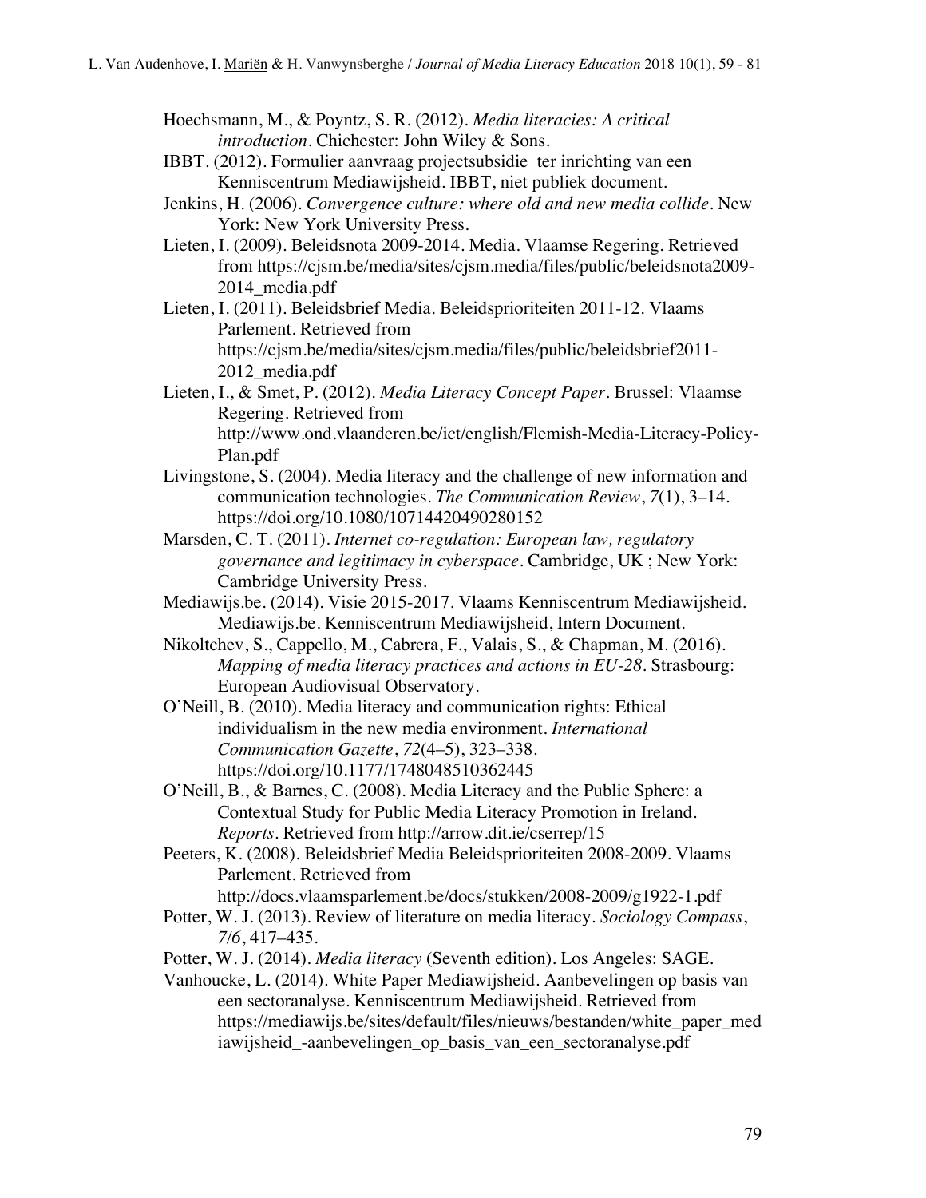Hoechsmann, M., & Poyntz, S. R. (2012). *Media literacies: A critical introduction*. Chichester: John Wiley & Sons.

IBBT. (2012). Formulier aanvraag projectsubsidie ter inrichting van een Kenniscentrum Mediawijsheid. IBBT, niet publiek document.

Jenkins, H. (2006). *Convergence culture: where old and new media collide*. New York: New York University Press.

Lieten, I. (2009). Beleidsnota 2009-2014. Media. Vlaamse Regering. Retrieved from https://cjsm.be/media/sites/cjsm.media/files/public/beleidsnota2009-2014_media.pdf

Lieten, I. (2011). Beleidsbrief Media. Beleidsprioriteiten 2011-12. Vlaams Parlement. Retrieved from https://cjsm.be/media/sites/cjsm.media/files/public/beleidsbrief2011-2012_media.pdf

Lieten, I., & Smet, P. (2012). *Media Literacy Concept Paper*. Brussel: Vlaamse Regering. Retrieved from http://www.ond.vlaanderen.be/ict/english/Flemish-Media-Literacy-Policy-Plan.pdf

Livingstone, S. (2004). Media literacy and the challenge of new information and communication technologies. *The Communication Review*, *7*(1), 3–14. https://doi.org/10.1080/10714420490280152

Marsden, C. T. (2011). *Internet co-regulation: European law, regulatory governance and legitimacy in cyberspace*. Cambridge, UK ; New York: Cambridge University Press.

Mediawijs.be. (2014). Visie 2015-2017. Vlaams Kenniscentrum Mediawijsheid. Mediawijs.be. Kenniscentrum Mediawijsheid, Intern Document.

Nikoltchev, S., Cappello, M., Cabrera, F., Valais, S., & Chapman, M. (2016). *Mapping of media literacy practices and actions in EU-28*. Strasbourg: European Audiovisual Observatory.

O'Neill, B. (2010). Media literacy and communication rights: Ethical individualism in the new media environment. *International Communication Gazette*, *72*(4–5), 323–338. https://doi.org/10.1177/1748048510362445

O'Neill, B., & Barnes, C. (2008). Media Literacy and the Public Sphere: a Contextual Study for Public Media Literacy Promotion in Ireland. *Reports*. Retrieved from http://arrow.dit.ie/cserrep/15

Peeters, K. (2008). Beleidsbrief Media Beleidsprioriteiten 2008-2009. Vlaams Parlement. Retrieved from http://docs.vlaamsparlement.be/docs/stukken/2008-2009/g1922-1.pdf

Potter, W. J. (2013). Review of literature on media literacy. *Sociology Compass*, *7*/*6*, 417–435.

Potter, W. J. (2014). *Media literacy* (Seventh edition). Los Angeles: SAGE.

Vanhoucke, L. (2014). White Paper Mediawijsheid. Aanbevelingen op basis van een sectoranalyse. Kenniscentrum Mediawijsheid. Retrieved from https://mediawijs.be/sites/default/files/nieuws/bestanden/white_paper_mediawijsheid_-aanbevelingen_op_basis_van_een_sectoranalyse.pdf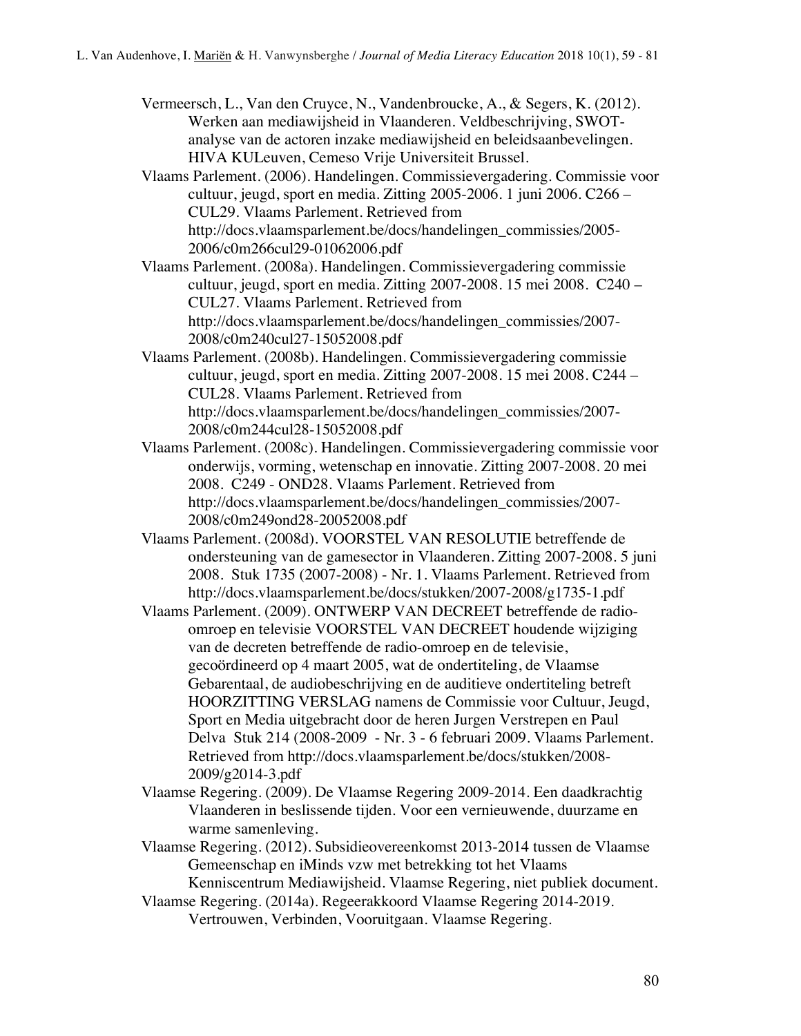Vermeersch, L., Van den Cruyce, N., Vandenbroucke, A., & Segers, K. (2012). Werken aan mediawijsheid in Vlaanderen. Veldbeschrijving, SWOT-analyse van de actoren inzake mediawijsheid en beleidsaanbevelingen. HIVA KULeuven, Cemeso Vrije Universiteit Brussel.

Vlaams Parlement. (2006). Handelingen. Commissievergadering. Commissie voor cultuur, jeugd, sport en media. Zitting 2005-2006. 1 juni 2006. C266 – CUL29. Vlaams Parlement. Retrieved from http://docs.vlaamsparlement.be/docs/handelingen_commissies/2005-2006/c0m266cul29-01062006.pdf

Vlaams Parlement. (2008a). Handelingen. Commissievergadering commissie cultuur, jeugd, sport en media. Zitting 2007-2008. 15 mei 2008. C240 – CUL27. Vlaams Parlement. Retrieved from http://docs.vlaamsparlement.be/docs/handelingen_commissies/2007-2008/c0m240cul27-15052008.pdf

Vlaams Parlement. (2008b). Handelingen. Commissievergadering commissie cultuur, jeugd, sport en media. Zitting 2007-2008. 15 mei 2008. C244 – CUL28. Vlaams Parlement. Retrieved from http://docs.vlaamsparlement.be/docs/handelingen_commissies/2007-2008/c0m244cul28-15052008.pdf

Vlaams Parlement. (2008c). Handelingen. Commissievergadering commissie voor onderwijs, vorming, wetenschap en innovatie. Zitting 2007-2008. 20 mei 2008. C249 - OND28. Vlaams Parlement. Retrieved from http://docs.vlaamsparlement.be/docs/handelingen_commissies/2007-2008/c0m249ond28-20052008.pdf

Vlaams Parlement. (2008d). VOORSTEL VAN RESOLUTIE betreffende de ondersteuning van de gamesector in Vlaanderen. Zitting 2007-2008. 5 juni 2008. Stuk 1735 (2007-2008) - Nr. 1. Vlaams Parlement. Retrieved from http://docs.vlaamsparlement.be/docs/stukken/2007-2008/g1735-1.pdf

Vlaams Parlement. (2009). ONTWERP VAN DECREET betreffende de radio-omroep en televisie VOORSTEL VAN DECREET houdende wijziging van de decreten betreffende de radio-omroep en de televisie, gecoördineerd op 4 maart 2005, wat de ondertiteling, de Vlaamse Gebarentaal, de audiobeschrijving en de auditieve ondertiteling betreft HOORZITTING VERSLAG namens de Commissie voor Cultuur, Jeugd, Sport en Media uitgebracht door de heren Jurgen Verstrepen en Paul Delva Stuk 214 (2008-2009 - Nr. 3 - 6 februari 2009. Vlaams Parlement. Retrieved from http://docs.vlaamsparlement.be/docs/stukken/2008-2009/g2014-3.pdf

Vlaamse Regering. (2009). De Vlaamse Regering 2009-2014. Een daadkrachtig Vlaanderen in beslissende tijden. Voor een vernieuwende, duurzame en warme samenleving.

Vlaamse Regering. (2012). Subsidieovereenkomst 2013-2014 tussen de Vlaamse Gemeenschap en iMinds vzw met betrekking tot het Vlaams Kenniscentrum Mediawijsheid. Vlaamse Regering, niet publiek document.

Vlaamse Regering. (2014a). Regeerakkoord Vlaamse Regering 2014-2019. Vertrouwen, Verbinden, Vooruitgaan. Vlaamse Regering.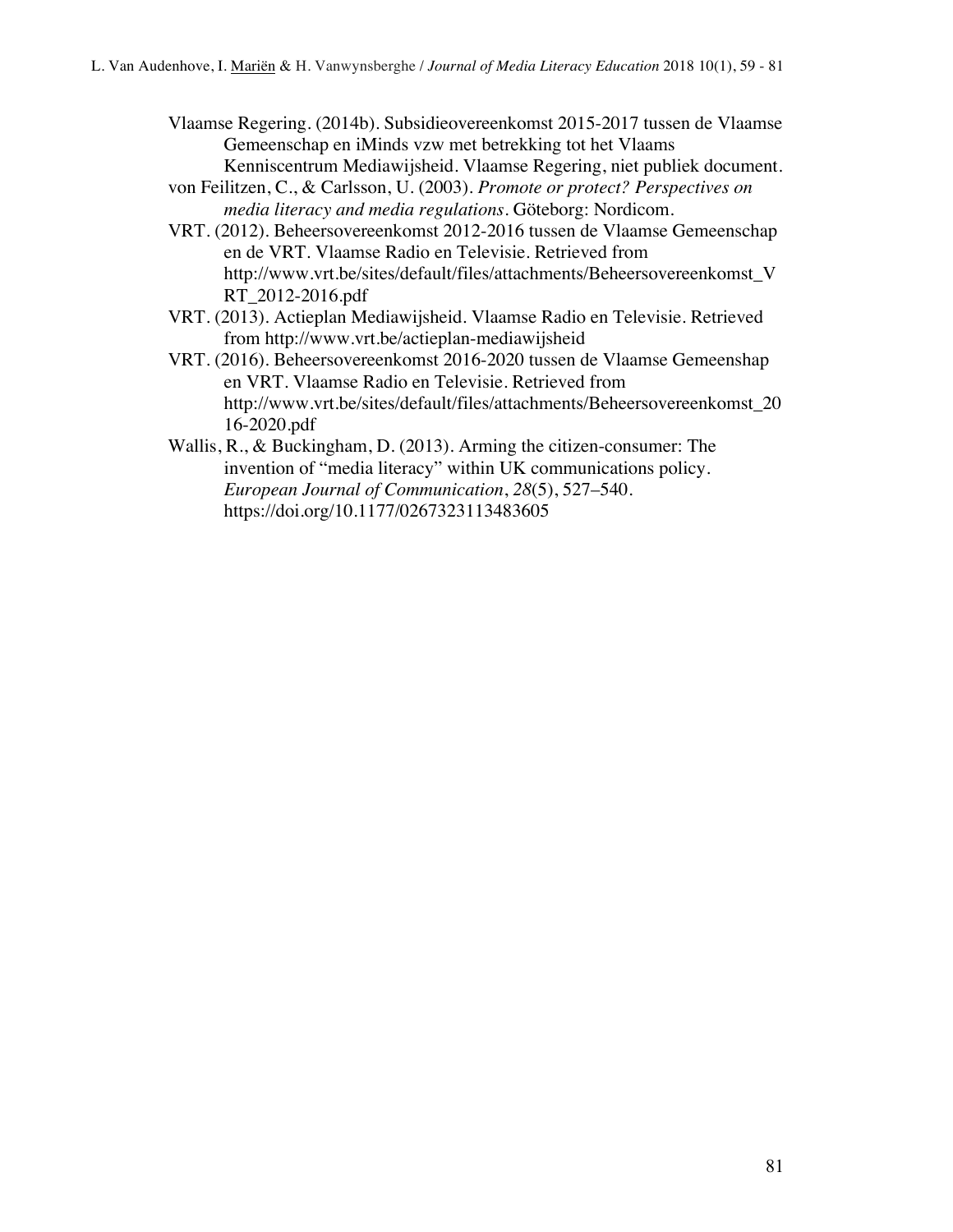Vlaamse Regering. (2014b). Subsidieovereenkomst 2015-2017 tussen de Vlaamse Gemeenschap en iMinds vzw met betrekking tot het Vlaams Kenniscentrum Mediawijsheid. Vlaamse Regering, niet publiek document.

von Feilitzen, C., & Carlsson, U. (2003). *Promote or protect? Perspectives on media literacy and media regulations*. Göteborg: Nordicom.

VRT. (2012). Beheersovereenkomst 2012-2016 tussen de Vlaamse Gemeenschap en de VRT. Vlaamse Radio en Televisie. Retrieved from http://www.vrt.be/sites/default/files/attachments/Beheersovereenkomst_VRT_2012-2016.pdf

VRT. (2013). Actieplan Mediawijsheid. Vlaamse Radio en Televisie. Retrieved from http://www.vrt.be/actieplan-mediawijsheid

VRT. (2016). Beheersovereenkomst 2016-2020 tussen de Vlaamse Gemeenshap en VRT. Vlaamse Radio en Televisie. Retrieved from http://www.vrt.be/sites/default/files/attachments/Beheersovereenkomst_2016-2020.pdf

Wallis, R., & Buckingham, D. (2013). Arming the citizen-consumer: The invention of "media literacy" within UK communications policy. *European Journal of Communication*, *28*(5), 527–540. https://doi.org/10.1177/0267323113483605